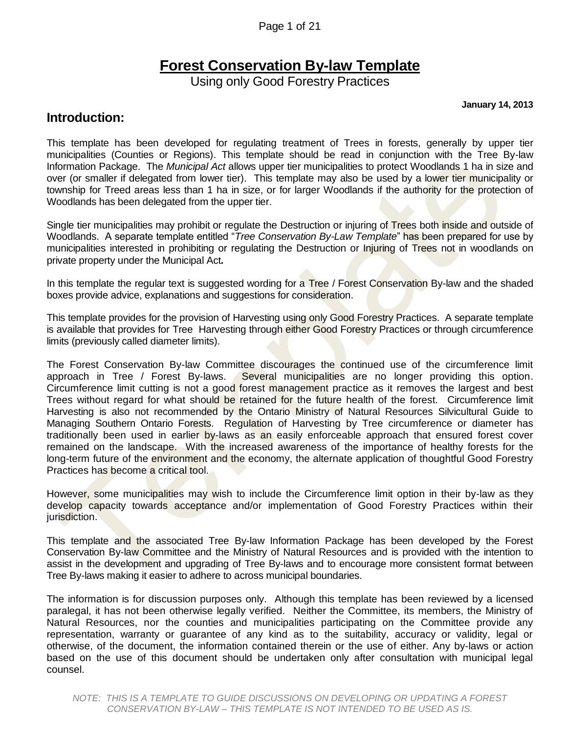# Forest Conservation By-law Template

Using only Good Forestry Practices

**January 14, 2013**

## Introduction:

This template has been developed for regulating treatment of Trees in forests, generally by upper tier municipalities (Counties or Regions). This template should be read in conjunction with the Tree By-law Information Package. The *Municipal Act* allows upper tier municipalities to protect Woodlands 1 ha in size and over (or smaller if delegated from lower tier). This template may also be used by a lower tier municipality or township for Treed areas less than 1 ha in size, or for larger Woodlands if the authority for the protection of Woodlands has been delegated from the upper tier.

Single tier municipalities may prohibit or regulate the Destruction or injuring of Trees both inside and outside of Woodlands. A separate template entitled "*Tree Conservation By-Law Template*" has been prepared for use by municipalities interested in prohibiting or regulating the Destruction or Injuring of Trees not in woodlands on private property under the Municipal Act**.**

In this template the regular text is suggested wording for a Tree / Forest Conservation By-law and the shaded boxes provide advice, explanations and suggestions for consideration.

This template provides for the provision of Harvesting using only Good Forestry Practices. A separate template is available that provides for Tree Harvesting through either Good Forestry Practices or through circumference limits (previously called diameter limits).

The Forest Conservation By-law Committee discourages the continued use of the circumference limit approach in Tree / Forest By-laws. Several municipalities are no longer providing this option. Circumference limit cutting is not a good forest management practice as it removes the largest and best Trees without regard for what should be retained for the future health of the forest. Circumference limit Harvesting is also not recommended by the Ontario Ministry of Natural Resources Silvicultural Guide to Managing Southern Ontario Forests. Regulation of Harvesting by Tree circumference or diameter has traditionally been used in earlier by-laws as an easily enforceable approach that ensured forest cover remained on the landscape. With the increased awareness of the importance of healthy forests for the long-term future of the environment and the economy, the alternate application of thoughtful Good Forestry Practices has become a critical tool.

However, some municipalities may wish to include the Circumference limit option in their by-law as they develop capacity towards acceptance and/or implementation of Good Forestry Practices within their jurisdiction.

This template and the associated Tree By-law Information Package has been developed by the Forest Conservation By-law Committee and the Ministry of Natural Resources and is provided with the intention to assist in the development and upgrading of Tree By-laws and to encourage more consistent format between Tree By-laws making it easier to adhere to across municipal boundaries.

The information is for discussion purposes only. Although this template has been reviewed by a licensed paralegal, it has not been otherwise legally verified. Neither the Committee, its members, the Ministry of Natural Resources, nor the counties and municipalities participating on the Committee provide any representation, warranty or guarantee of any kind as to the suitability, accuracy or validity, legal or otherwise, of the document, the information contained therein or the use of either. Any by-laws or action based on the use of this document should be undertaken only after consultation with municipal legal counsel.

*NOTE: THIS IS A TEMPLATE TO GUIDE DISCUSSIONS ON DEVELOPING OR UPDATING A FOREST CONSERVATION BY-LAW – THIS TEMPLATE IS NOT INTENDED TO BE USED AS IS.*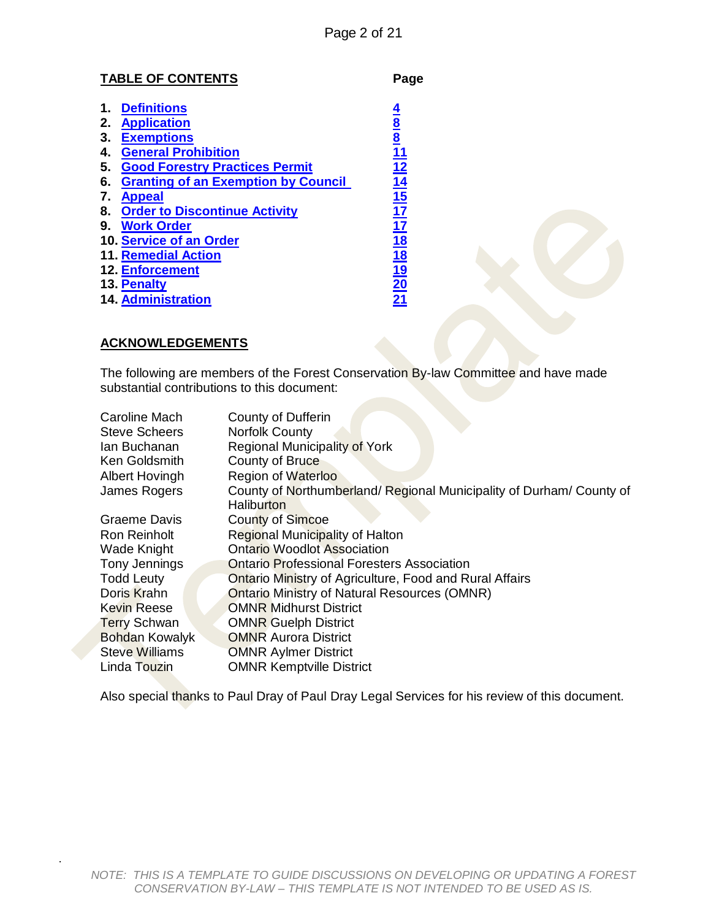## TABLE OF CONTENTS

| | Page |
|---|---|
| 1. Definitions | 4 |
| 2. Application | 8 |
| 3. Exemptions | 8 |
| 4. General Prohibition | 11 |
| 5. Good Forestry Practices Permit | 12 |
| 6. Granting of an Exemption by Council | 14 |
| 7. Appeal | 15 |
| 8. Order to Discontinue Activity | 17 |
| 9. Work Order | 17 |
| 10. Service of an Order | 18 |
| 11. Remedial Action | 18 |
| 12. Enforcement | 19 |
| 13. Penalty | 20 |
| 14. Administration | 21 |

## ACKNOWLEDGEMENTS

The following are members of the Forest Conservation By-law Committee and have made substantial contributions to this document:

| | |
|---|---|
| Caroline Mach | County of Dufferin |
| Steve Scheers | Norfolk County |
| Ian Buchanan | Regional Municipality of York |
| Ken Goldsmith | County of Bruce |
| Albert Hovingh | Region of Waterloo |
| James Rogers | County of Northumberland/ Regional Municipality of Durham/ County of Haliburton |
| Graeme Davis | County of Simcoe |
| Ron Reinholt | Regional Municipality of Halton |
| Wade Knight | Ontario Woodlot Association |
| Tony Jennings | Ontario Professional Foresters Association |
| Todd Leuty | Ontario Ministry of Agriculture, Food and Rural Affairs |
| Doris Krahn | Ontario Ministry of Natural Resources (OMNR) |
| Kevin Reese | OMNR Midhurst District |
| Terry Schwan | OMNR Guelph District |
| Bohdan Kowalyk | OMNR Aurora District |
| Steve Williams | OMNR Aylmer District |
| Linda Touzin | OMNR Kemptville District |

Also special thanks to Paul Dray of Paul Dray Legal Services for his review of this document.

*NOTE: THIS IS A TEMPLATE TO GUIDE DISCUSSIONS ON DEVELOPING OR UPDATING A FOREST CONSERVATION BY-LAW – THIS TEMPLATE IS NOT INTENDED TO BE USED AS IS.*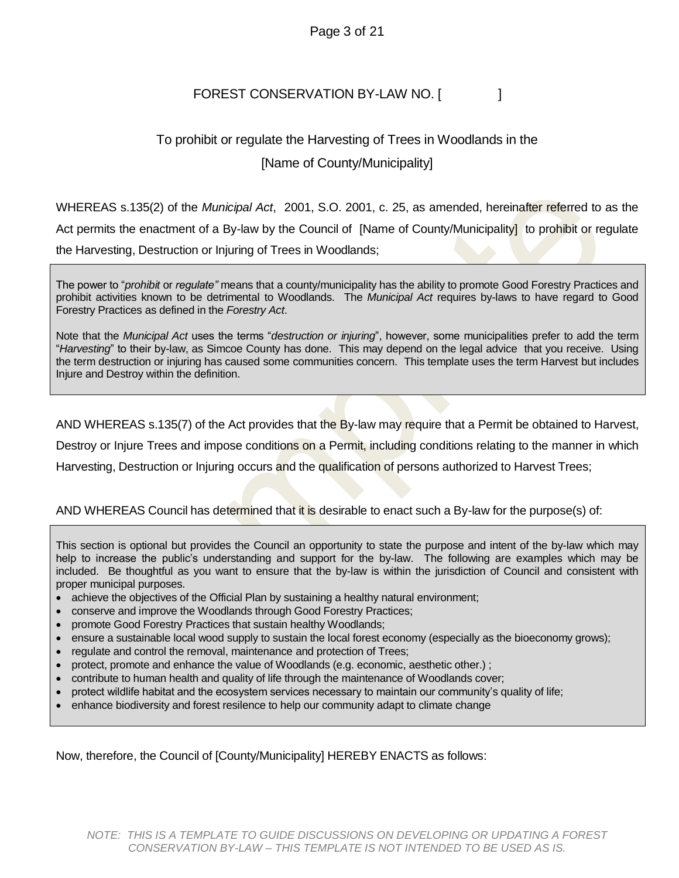# FOREST CONSERVATION BY-LAW NO. [ ]

## To prohibit or regulate the Harvesting of Trees in Woodlands in the [Name of County/Municipality]

WHEREAS s.135(2) of the *Municipal Act*, 2001, S.O. 2001, c. 25, as amended, hereinafter referred to as the Act permits the enactment of a By-law by the Council of [Name of County/Municipality] to prohibit or regulate the Harvesting, Destruction or Injuring of Trees in Woodlands;

> The power to "*prohibit* or *regulate"* means that a county/municipality has the ability to promote Good Forestry Practices and prohibit activities known to be detrimental to Woodlands. The *Municipal Act* requires by-laws to have regard to Good Forestry Practices as defined in the *Forestry Act*.
>
> Note that the *Municipal Act* uses the terms "*destruction or injuring*", however, some municipalities prefer to add the term "*Harvesting*" to their by-law, as Simcoe County has done. This may depend on the legal advice that you receive. Using the term destruction or injuring has caused some communities concern. This template uses the term Harvest but includes Injure and Destroy within the definition.

AND WHEREAS s.135(7) of the Act provides that the By-law may require that a Permit be obtained to Harvest, Destroy or Injure Trees and impose conditions on a Permit, including conditions relating to the manner in which Harvesting, Destruction or Injuring occurs and the qualification of persons authorized to Harvest Trees;

AND WHEREAS Council has determined that it is desirable to enact such a By-law for the purpose(s) of:

> This section is optional but provides the Council an opportunity to state the purpose and intent of the by-law which may help to increase the public's understanding and support for the by-law. The following are examples which may be included. Be thoughtful as you want to ensure that the by-law is within the jurisdiction of Council and consistent with proper municipal purposes.
>
> - achieve the objectives of the Official Plan by sustaining a healthy natural environment;
> - conserve and improve the Woodlands through Good Forestry Practices;
> - promote Good Forestry Practices that sustain healthy Woodlands;
> - ensure a sustainable local wood supply to sustain the local forest economy (especially as the bioeconomy grows);
> - regulate and control the removal, maintenance and protection of Trees;
> - protect, promote and enhance the value of Woodlands (e.g. economic, aesthetic other.) ;
> - contribute to human health and quality of life through the maintenance of Woodlands cover;
> - protect wildlife habitat and the ecosystem services necessary to maintain our community's quality of life;
> - enhance biodiversity and forest resilence to help our community adapt to climate change

Now, therefore, the Council of [County/Municipality] HEREBY ENACTS as follows:

*NOTE: THIS IS A TEMPLATE TO GUIDE DISCUSSIONS ON DEVELOPING OR UPDATING A FOREST CONSERVATION BY-LAW – THIS TEMPLATE IS NOT INTENDED TO BE USED AS IS.*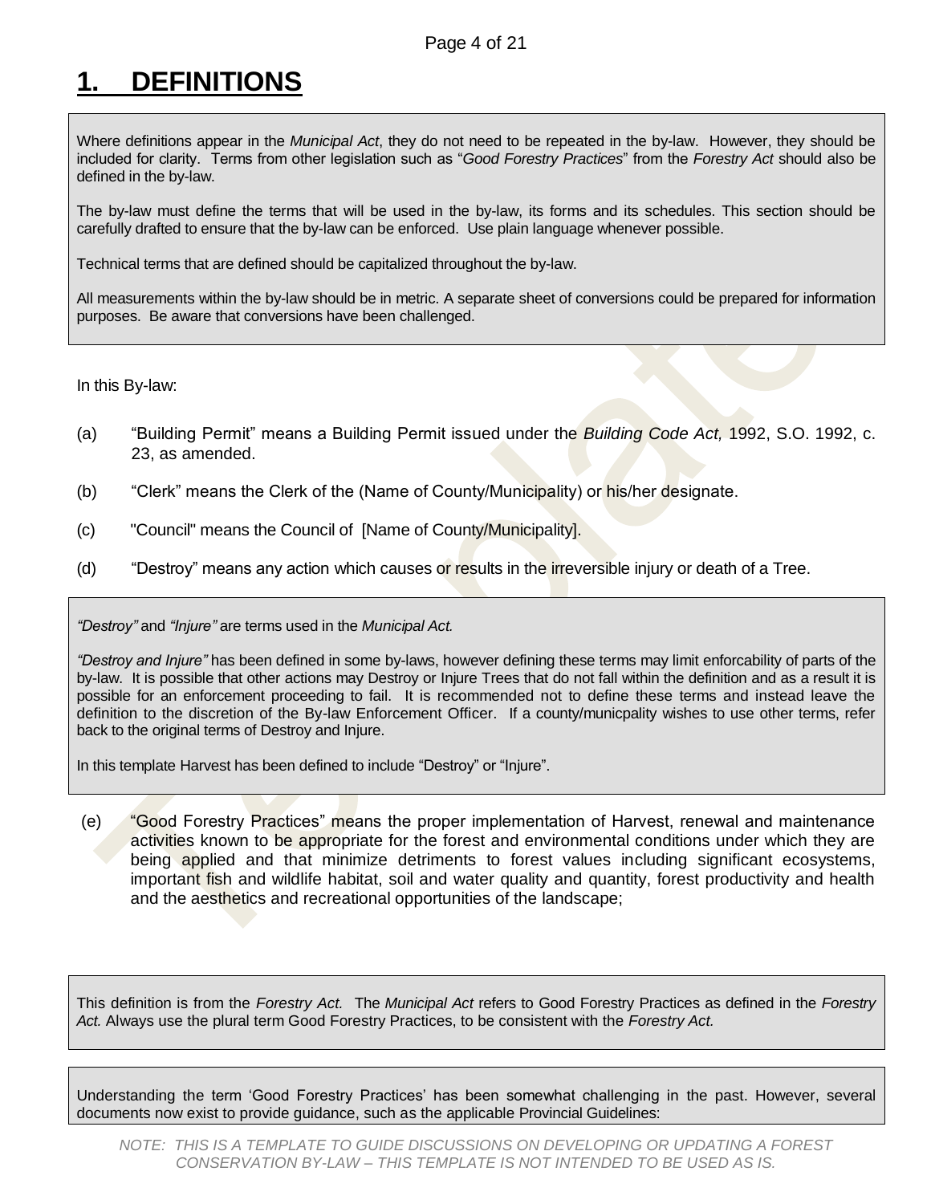# 1. DEFINITIONS

> Where definitions appear in the *Municipal Act*, they do not need to be repeated in the by-law. However, they should be included for clarity. Terms from other legislation such as "*Good Forestry Practices*" from the *Forestry Act* should also be defined in the by-law.
>
> The by-law must define the terms that will be used in the by-law, its forms and its schedules. This section should be carefully drafted to ensure that the by-law can be enforced. Use plain language whenever possible.
>
> Technical terms that are defined should be capitalized throughout the by-law.
>
> All measurements within the by-law should be in metric. A separate sheet of conversions could be prepared for information purposes. Be aware that conversions have been challenged.

In this By-law:

(a) "Building Permit" means a Building Permit issued under the *Building Code Act,* 1992, S.O. 1992, c. 23, as amended.

(b) "Clerk" means the Clerk of the (Name of County/Municipality) or his/her designate.

(c) "Council" means the Council of [Name of County/Municipality].

(d) "Destroy" means any action which causes or results in the irreversible injury or death of a Tree.

> *"Destroy"* and *"Injure"* are terms used in the *Municipal Act.*
>
> *"Destroy and Injure"* has been defined in some by-laws, however defining these terms may limit enforcability of parts of the by-law. It is possible that other actions may Destroy or Injure Trees that do not fall within the definition and as a result it is possible for an enforcement proceeding to fail. It is recommended not to define these terms and instead leave the definition to the discretion of the By-law Enforcement Officer. If a county/municpality wishes to use other terms, refer back to the original terms of Destroy and Injure.
>
> In this template Harvest has been defined to include "Destroy" or "Injure".

(e) "Good Forestry Practices" means the proper implementation of Harvest, renewal and maintenance activities known to be appropriate for the forest and environmental conditions under which they are being applied and that minimize detriments to forest values including significant ecosystems, important fish and wildlife habitat, soil and water quality and quantity, forest productivity and health and the aesthetics and recreational opportunities of the landscape;

> This definition is from the *Forestry Act.* The *Municipal Act* refers to Good Forestry Practices as defined in the *Forestry Act.* Always use the plural term Good Forestry Practices, to be consistent with the *Forestry Act.*

> Understanding the term 'Good Forestry Practices' has been somewhat challenging in the past. However, several documents now exist to provide guidance, such as the applicable Provincial Guidelines:

*NOTE: THIS IS A TEMPLATE TO GUIDE DISCUSSIONS ON DEVELOPING OR UPDATING A FOREST CONSERVATION BY-LAW – THIS TEMPLATE IS NOT INTENDED TO BE USED AS IS.*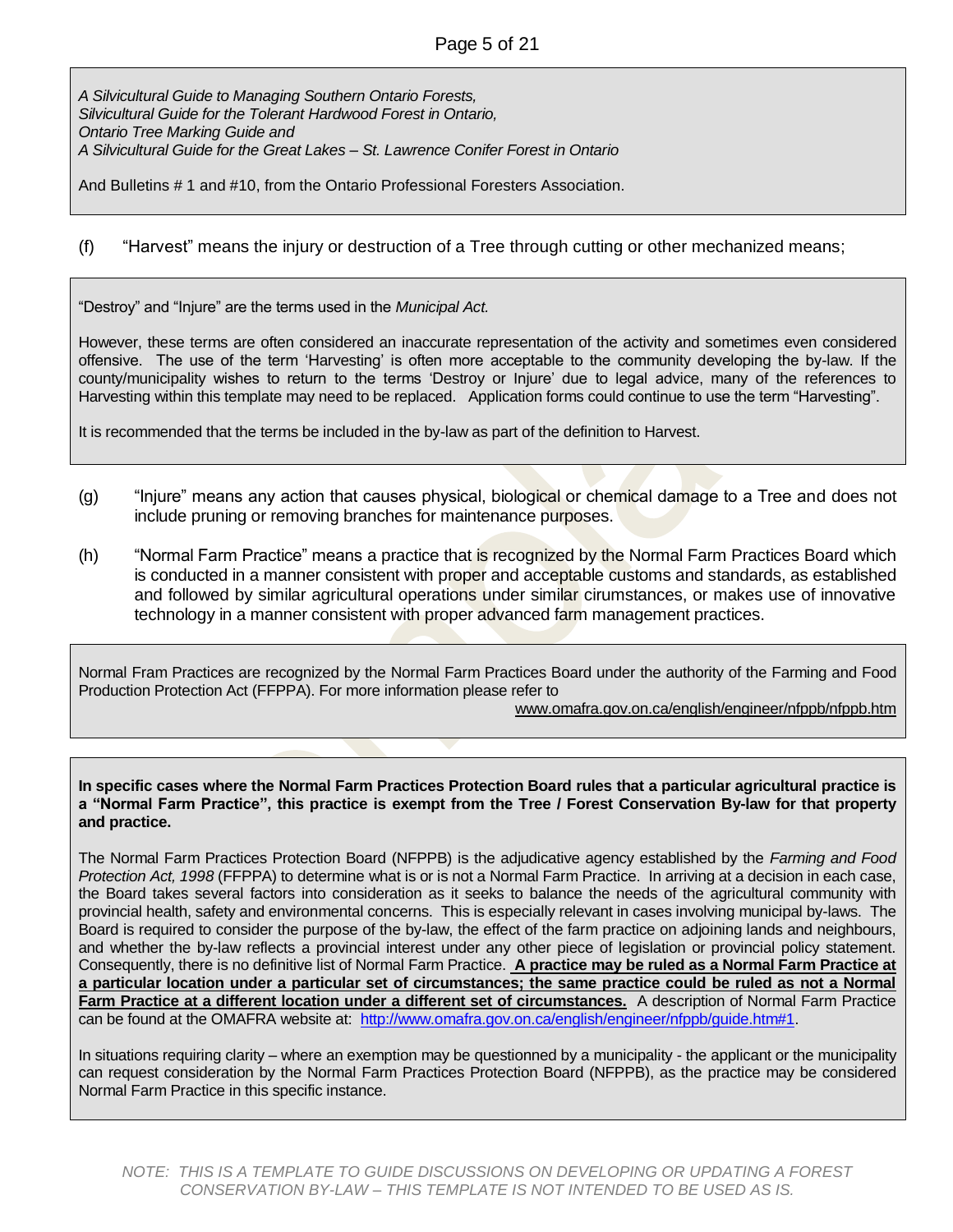> *A Silvicultural Guide to Managing Southern Ontario Forests,*
> *Silvicultural Guide for the Tolerant Hardwood Forest in Ontario,*
> *Ontario Tree Marking Guide and*
> *A Silvicultural Guide for the Great Lakes – St. Lawrence Conifer Forest in Ontario*
>
> And Bulletins # 1 and #10, from the Ontario Professional Foresters Association.

(f) "Harvest" means the injury or destruction of a Tree through cutting or other mechanized means;

> "Destroy" and "Injure" are the terms used in the *Municipal Act.*
>
> However, these terms are often considered an inaccurate representation of the activity and sometimes even considered offensive. The use of the term 'Harvesting' is often more acceptable to the community developing the by-law. If the county/municipality wishes to return to the terms 'Destroy or Injure' due to legal advice, many of the references to Harvesting within this template may need to be replaced. Application forms could continue to use the term "Harvesting".
>
> It is recommended that the terms be included in the by-law as part of the definition to Harvest.

(g) "Injure" means any action that causes physical, biological or chemical damage to a Tree and does not include pruning or removing branches for maintenance purposes.

(h) "Normal Farm Practice" means a practice that is recognized by the Normal Farm Practices Board which is conducted in a manner consistent with proper and acceptable customs and standards, as established and followed by similar agricultural operations under similar cirumstances, or makes use of innovative technology in a manner consistent with proper advanced farm management practices.

> Normal Fram Practices are recognized by the Normal Farm Practices Board under the authority of the Farming and Food Production Protection Act (FFPPA). For more information please refer to
>
> www.omafra.gov.on.ca/english/engineer/nfppb/nfppb.htm

> **In specific cases where the Normal Farm Practices Protection Board rules that a particular agricultural practice is a "Normal Farm Practice", this practice is exempt from the Tree / Forest Conservation By-law for that property and practice.**
>
> The Normal Farm Practices Protection Board (NFPPB) is the adjudicative agency established by the *Farming and Food Protection Act, 1998* (FFPPA) to determine what is or is not a Normal Farm Practice. In arriving at a decision in each case, the Board takes several factors into consideration as it seeks to balance the needs of the agricultural community with provincial health, safety and environmental concerns. This is especially relevant in cases involving municipal by-laws. The Board is required to consider the purpose of the by-law, the effect of the farm practice on adjoining lands and neighbours, and whether the by-law reflects a provincial interest under any other piece of legislation or provincial policy statement. Consequently, there is no definitive list of Normal Farm Practice. **A practice may be ruled as a Normal Farm Practice at a particular location under a particular set of circumstances; the same practice could be ruled as not a Normal Farm Practice at a different location under a different set of circumstances.** A description of Normal Farm Practice can be found at the OMAFRA website at: http://www.omafra.gov.on.ca/english/engineer/nfppb/guide.htm#1.
>
> In situations requiring clarity – where an exemption may be questionned by a municipality - the applicant or the municipality can request consideration by the Normal Farm Practices Protection Board (NFPPB), as the practice may be considered Normal Farm Practice in this specific instance.

*NOTE: THIS IS A TEMPLATE TO GUIDE DISCUSSIONS ON DEVELOPING OR UPDATING A FOREST CONSERVATION BY-LAW – THIS TEMPLATE IS NOT INTENDED TO BE USED AS IS.*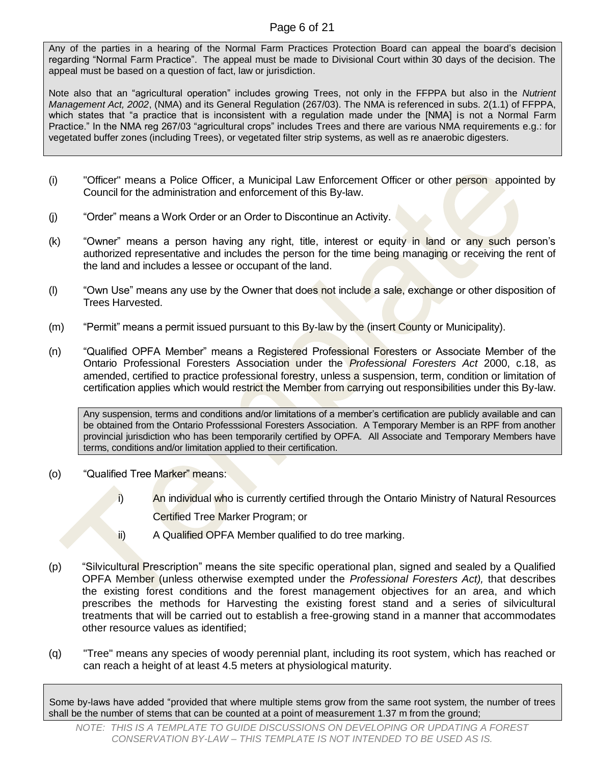Any of the parties in a hearing of the Normal Farm Practices Protection Board can appeal the board's decision regarding "Normal Farm Practice". The appeal must be made to Divisional Court within 30 days of the decision. The appeal must be based on a question of fact, law or jurisdiction.

Note also that an "agricultural operation" includes growing Trees, not only in the FFPPA but also in the *Nutrient Management Act, 2002*, (NMA) and its General Regulation (267/03). The NMA is referenced in subs. 2(1.1) of FFPPA, which states that "a practice that is inconsistent with a regulation made under the [NMA] is not a Normal Farm Practice." In the NMA reg 267/03 "agricultural crops" includes Trees and there are various NMA requirements e.g.: for vegetated buffer zones (including Trees), or vegetated filter strip systems, as well as re anaerobic digesters.

(i) "Officer" means a Police Officer, a Municipal Law Enforcement Officer or other person appointed by Council for the administration and enforcement of this By-law.

(j) "Order" means a Work Order or an Order to Discontinue an Activity.

(k) "Owner" means a person having any right, title, interest or equity in land or any such person's authorized representative and includes the person for the time being managing or receiving the rent of the land and includes a lessee or occupant of the land.

(l) "Own Use" means any use by the Owner that does not include a sale, exchange or other disposition of Trees Harvested.

(m) "Permit" means a permit issued pursuant to this By-law by the (insert County or Municipality).

(n) "Qualified OPFA Member" means a Registered Professional Foresters or Associate Member of the Ontario Professional Foresters Association under the *Professional Foresters Act* 2000, c.18, as amended, certified to practice professional forestry, unless a suspension, term, condition or limitation of certification applies which would restrict the Member from carrying out responsibilities under this By-law.

Any suspension, terms and conditions and/or limitations of a member's certification are publicly available and can be obtained from the Ontario Professsional Foresters Association. A Temporary Member is an RPF from another provincial jurisdiction who has been temporarily certified by OPFA. All Associate and Temporary Members have terms, conditions and/or limitation applied to their certification.

(o) "Qualified Tree Marker" means:

i) An individual who is currently certified through the Ontario Ministry of Natural Resources Certified Tree Marker Program; or

ii) A Qualified OPFA Member qualified to do tree marking.

(p) "Silvicultural Prescription" means the site specific operational plan, signed and sealed by a Qualified OPFA Member (unless otherwise exempted under the *Professional Foresters Act),* that describes the existing forest conditions and the forest management objectives for an area, and which prescribes the methods for Harvesting the existing forest stand and a series of silvicultural treatments that will be carried out to establish a free-growing stand in a manner that accommodates other resource values as identified;

(q) "Tree" means any species of woody perennial plant, including its root system, which has reached or can reach a height of at least 4.5 meters at physiological maturity.

Some by-laws have added "provided that where multiple stems grow from the same root system, the number of trees shall be the number of stems that can be counted at a point of measurement 1.37 m from the ground;

*NOTE: THIS IS A TEMPLATE TO GUIDE DISCUSSIONS ON DEVELOPING OR UPDATING A FOREST CONSERVATION BY-LAW – THIS TEMPLATE IS NOT INTENDED TO BE USED AS IS.*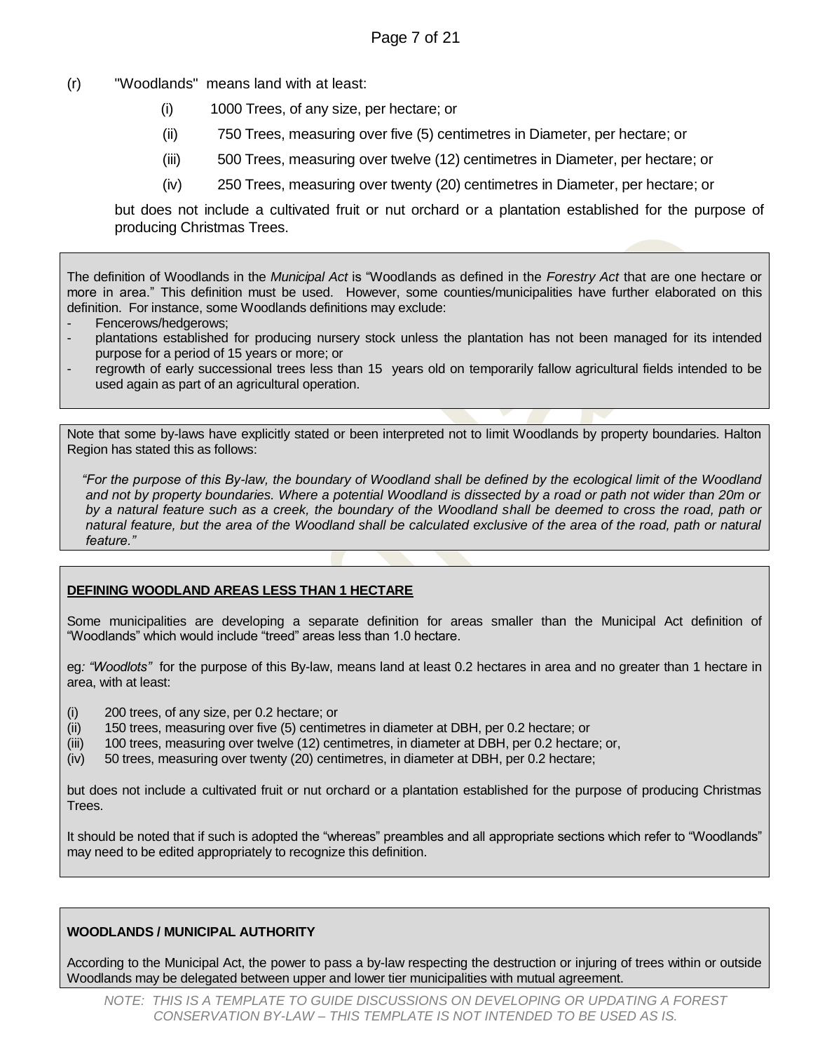(r) "Woodlands" means land with at least:

(i) 1000 Trees, of any size, per hectare; or

(ii) 750 Trees, measuring over five (5) centimetres in Diameter, per hectare; or

(iii) 500 Trees, measuring over twelve (12) centimetres in Diameter, per hectare; or

(iv) 250 Trees, measuring over twenty (20) centimetres in Diameter, per hectare; or

but does not include a cultivated fruit or nut orchard or a plantation established for the purpose of producing Christmas Trees.

The definition of Woodlands in the *Municipal Act* is "Woodlands as defined in the *Forestry Act* that are one hectare or more in area." This definition must be used. However, some counties/municipalities have further elaborated on this definition. For instance, some Woodlands definitions may exclude:

- Fencerows/hedgerows;
- plantations established for producing nursery stock unless the plantation has not been managed for its intended purpose for a period of 15 years or more; or
- regrowth of early successional trees less than 15 years old on temporarily fallow agricultural fields intended to be used again as part of an agricultural operation.

Note that some by-laws have explicitly stated or been interpreted not to limit Woodlands by property boundaries. Halton Region has stated this as follows:

*"For the purpose of this By-law, the boundary of Woodland shall be defined by the ecological limit of the Woodland and not by property boundaries. Where a potential Woodland is dissected by a road or path not wider than 20m or by a natural feature such as a creek, the boundary of the Woodland shall be deemed to cross the road, path or natural feature, but the area of the Woodland shall be calculated exclusive of the area of the road, path or natural feature."*

**DEFINING WOODLAND AREAS LESS THAN 1 HECTARE**

Some municipalities are developing a separate definition for areas smaller than the Municipal Act definition of "Woodlands" which would include "treed" areas less than 1.0 hectare.

eg*: "Woodlots"* for the purpose of this By-law, means land at least 0.2 hectares in area and no greater than 1 hectare in area, with at least:

(i) 200 trees, of any size, per 0.2 hectare; or
(ii) 150 trees, measuring over five (5) centimetres in diameter at DBH, per 0.2 hectare; or
(iii) 100 trees, measuring over twelve (12) centimetres, in diameter at DBH, per 0.2 hectare; or,
(iv) 50 trees, measuring over twenty (20) centimetres, in diameter at DBH, per 0.2 hectare;

but does not include a cultivated fruit or nut orchard or a plantation established for the purpose of producing Christmas Trees.

It should be noted that if such is adopted the "whereas" preambles and all appropriate sections which refer to "Woodlands" may need to be edited appropriately to recognize this definition.

**WOODLANDS / MUNICIPAL AUTHORITY**

According to the Municipal Act, the power to pass a by-law respecting the destruction or injuring of trees within or outside Woodlands may be delegated between upper and lower tier municipalities with mutual agreement.

*NOTE: THIS IS A TEMPLATE TO GUIDE DISCUSSIONS ON DEVELOPING OR UPDATING A FOREST CONSERVATION BY-LAW – THIS TEMPLATE IS NOT INTENDED TO BE USED AS IS.*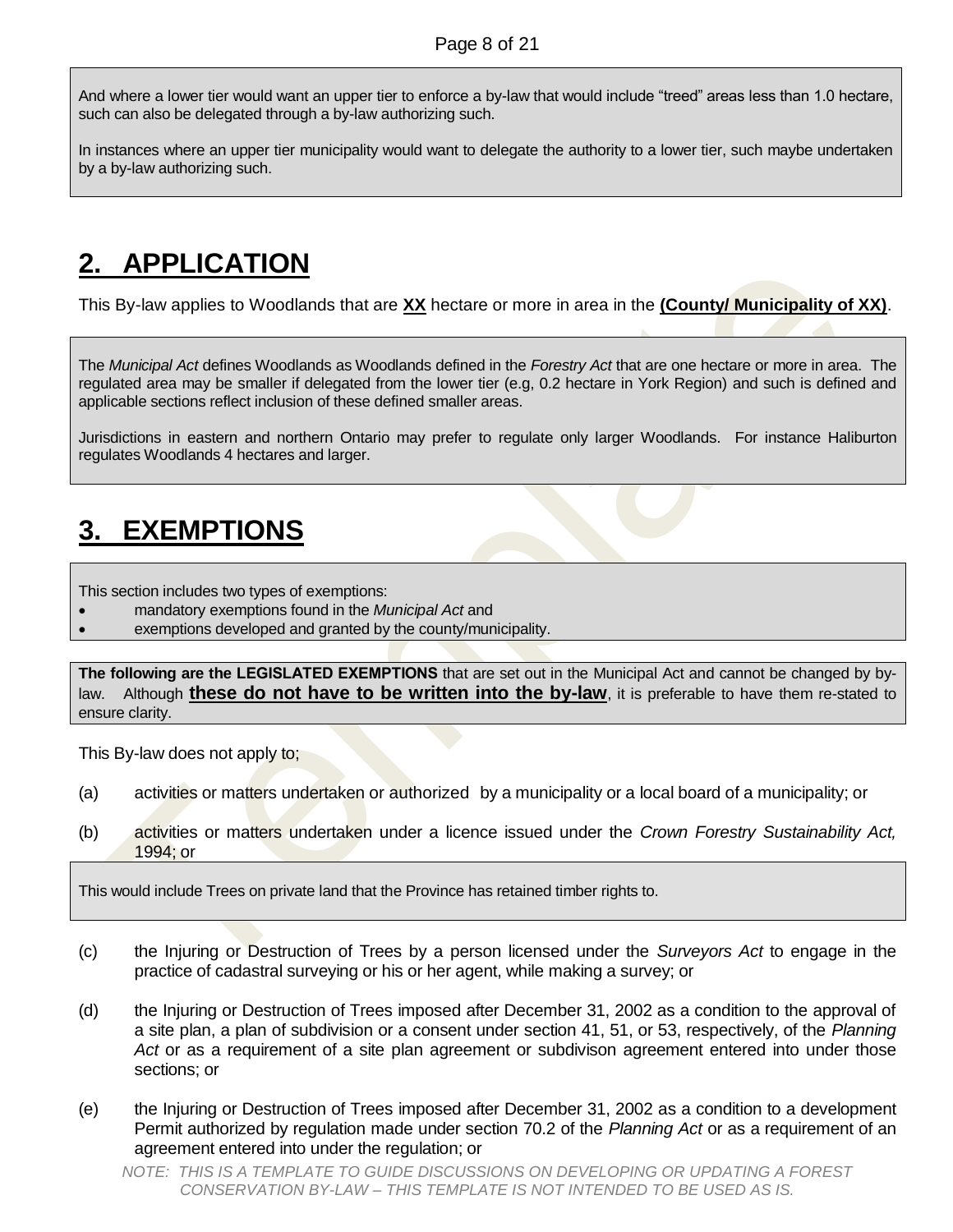And where a lower tier would want an upper tier to enforce a by-law that would include “treed” areas less than 1.0 hectare, such can also be delegated through a by-law authorizing such.

In instances where an upper tier municipality would want to delegate the authority to a lower tier, such maybe undertaken by a by-law authorizing such.

# 2. APPLICATION

This By-law applies to Woodlands that are **XX** hectare or more in area in the **(County/ Municipality of XX)**.

The *Municipal Act* defines Woodlands as Woodlands defined in the *Forestry Act* that are one hectare or more in area. The regulated area may be smaller if delegated from the lower tier (e.g, 0.2 hectare in York Region) and such is defined and applicable sections reflect inclusion of these defined smaller areas.

Jurisdictions in eastern and northern Ontario may prefer to regulate only larger Woodlands. For instance Haliburton regulates Woodlands 4 hectares and larger.

# 3. EXEMPTIONS

This section includes two types of exemptions:

- mandatory exemptions found in the *Municipal Act* and
- exemptions developed and granted by the county/municipality.

**The following are the LEGISLATED EXEMPTIONS** that are set out in the Municipal Act and cannot be changed by by-law. Although **these do not have to be written into the by-law**, it is preferable to have them re-stated to ensure clarity.

This By-law does not apply to;

(a) activities or matters undertaken or authorized by a municipality or a local board of a municipality; or

(b) activities or matters undertaken under a licence issued under the *Crown Forestry Sustainability Act,* 1994; or

This would include Trees on private land that the Province has retained timber rights to.

(c) the Injuring or Destruction of Trees by a person licensed under the *Surveyors Act* to engage in the practice of cadastral surveying or his or her agent, while making a survey; or

(d) the Injuring or Destruction of Trees imposed after December 31, 2002 as a condition to the approval of a site plan, a plan of subdivision or a consent under section 41, 51, or 53, respectively, of the *Planning Act* or as a requirement of a site plan agreement or subdivison agreement entered into under those sections; or

(e) the Injuring or Destruction of Trees imposed after December 31, 2002 as a condition to a development Permit authorized by regulation made under section 70.2 of the *Planning Act* or as a requirement of an agreement entered into under the regulation; or

*NOTE: THIS IS A TEMPLATE TO GUIDE DISCUSSIONS ON DEVELOPING OR UPDATING A FOREST CONSERVATION BY-LAW – THIS TEMPLATE IS NOT INTENDED TO BE USED AS IS.*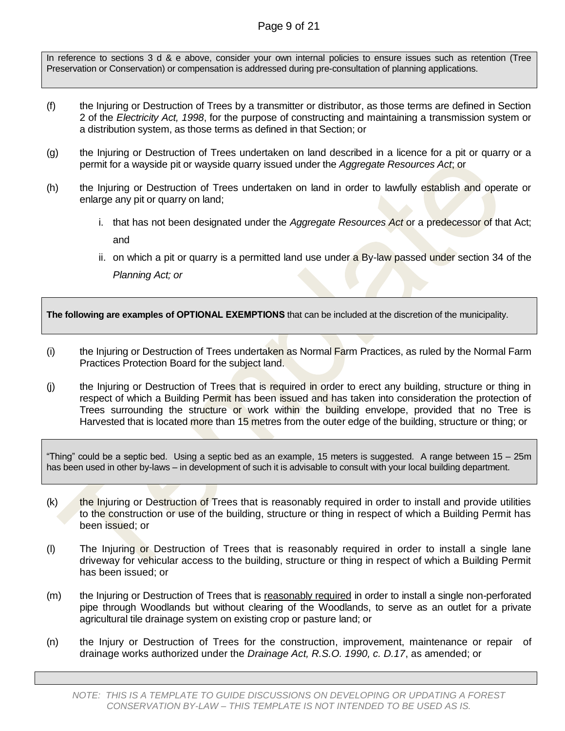In reference to sections 3 d & e above, consider your own internal policies to ensure issues such as retention (Tree Preservation or Conservation) or compensation is addressed during pre-consultation of planning applications.

(f) the Injuring or Destruction of Trees by a transmitter or distributor, as those terms are defined in Section 2 of the *Electricity Act, 1998*, for the purpose of constructing and maintaining a transmission system or a distribution system, as those terms as defined in that Section; or

(g) the Injuring or Destruction of Trees undertaken on land described in a licence for a pit or quarry or a permit for a wayside pit or wayside quarry issued under the *Aggregate Resources Act*; or

(h) the Injuring or Destruction of Trees undertaken on land in order to lawfully establish and operate or enlarge any pit or quarry on land;

   i. that has not been designated under the *Aggregate Resources Act* or a predecessor of that Act; and

   ii. on which a pit or quarry is a permitted land use under a By-law passed under section 34 of the *Planning Act; or*

**The following are examples of OPTIONAL EXEMPTIONS** that can be included at the discretion of the municipality.

(i) the Injuring or Destruction of Trees undertaken as Normal Farm Practices, as ruled by the Normal Farm Practices Protection Board for the subject land.

(j) the Injuring or Destruction of Trees that is required in order to erect any building, structure or thing in respect of which a Building Permit has been issued and has taken into consideration the protection of Trees surrounding the structure or work within the building envelope, provided that no Tree is Harvested that is located more than 15 metres from the outer edge of the building, structure or thing; or

"Thing" could be a septic bed. Using a septic bed as an example, 15 meters is suggested. A range between 15 – 25m has been used in other by-laws – in development of such it is advisable to consult with your local building department.

(k) the Injuring or Destruction of Trees that is reasonably required in order to install and provide utilities to the construction or use of the building, structure or thing in respect of which a Building Permit has been issued; or

(l) The Injuring or Destruction of Trees that is reasonably required in order to install a single lane driveway for vehicular access to the building, structure or thing in respect of which a Building Permit has been issued; or

(m) the Injuring or Destruction of Trees that is <u>reasonably required</u> in order to install a single non-perforated pipe through Woodlands but without clearing of the Woodlands, to serve as an outlet for a private agricultural tile drainage system on existing crop or pasture land; or

(n) the Injury or Destruction of Trees for the construction, improvement, maintenance or repair of drainage works authorized under the *Drainage Act, R.S.O. 1990, c. D.17*, as amended; or

*NOTE: THIS IS A TEMPLATE TO GUIDE DISCUSSIONS ON DEVELOPING OR UPDATING A FOREST CONSERVATION BY-LAW – THIS TEMPLATE IS NOT INTENDED TO BE USED AS IS.*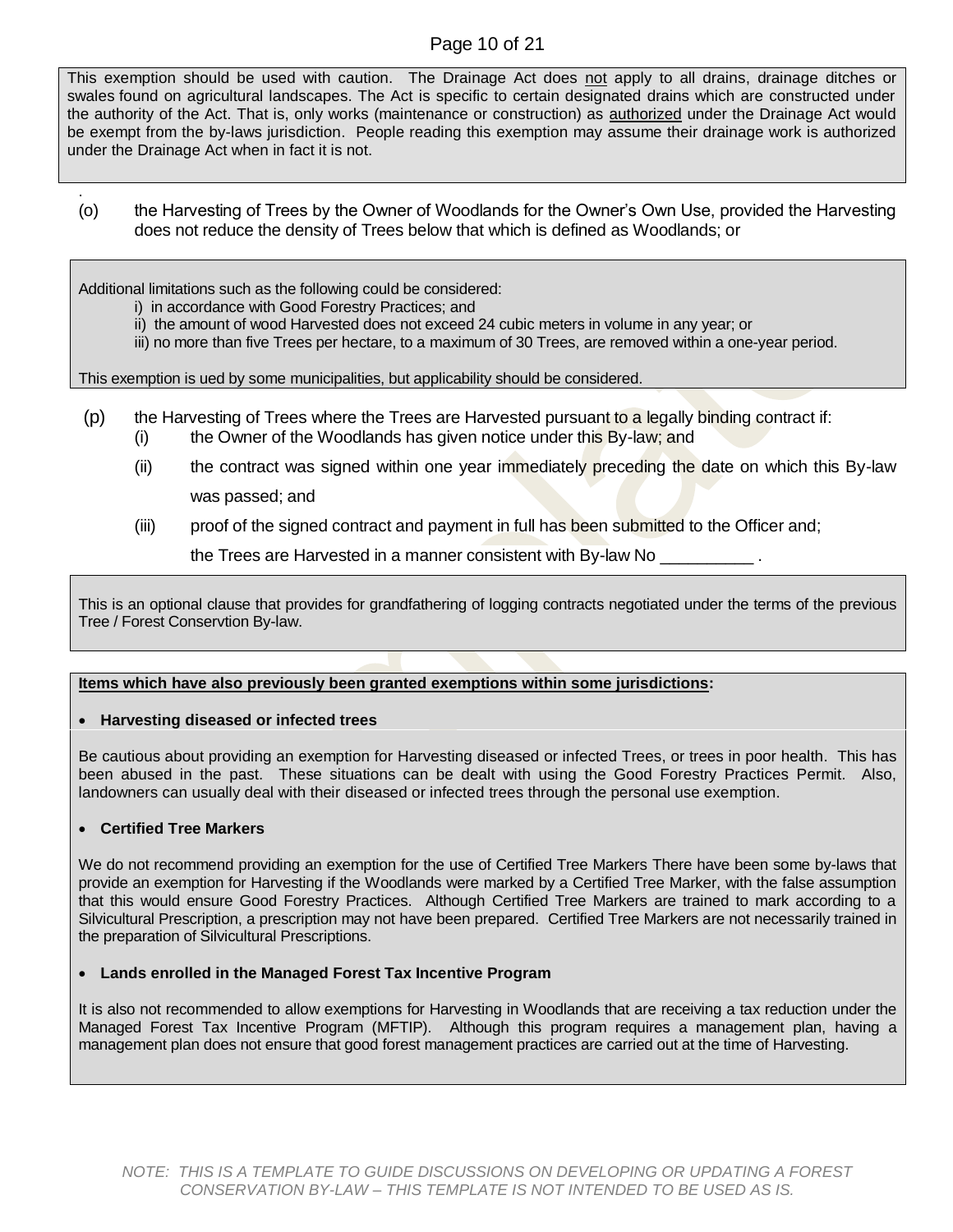This exemption should be used with caution. The Drainage Act does not apply to all drains, drainage ditches or swales found on agricultural landscapes. The Act is specific to certain designated drains which are constructed under the authority of the Act. That is, only works (maintenance or construction) as authorized under the Drainage Act would be exempt from the by-laws jurisdiction. People reading this exemption may assume their drainage work is authorized under the Drainage Act when in fact it is not.

(o) the Harvesting of Trees by the Owner of Woodlands for the Owner's Own Use, provided the Harvesting does not reduce the density of Trees below that which is defined as Woodlands; or

Additional limitations such as the following could be considered:

i) in accordance with Good Forestry Practices; and
ii) the amount of wood Harvested does not exceed 24 cubic meters in volume in any year; or
iii) no more than five Trees per hectare, to a maximum of 30 Trees, are removed within a one-year period.

This exemption is ued by some municipalities, but applicability should be considered.

(p) the Harvesting of Trees where the Trees are Harvested pursuant to a legally binding contract if:

(i) the Owner of the Woodlands has given notice under this By-law; and

(ii) the contract was signed within one year immediately preceding the date on which this By-law was passed; and

(iii) proof of the signed contract and payment in full has been submitted to the Officer and;

the Trees are Harvested in a manner consistent with By-law No __________ .

This is an optional clause that provides for grandfathering of logging contracts negotiated under the terms of the previous Tree / Forest Conservtion By-law.

**Items which have also previously been granted exemptions within some jurisdictions:**

- **Harvesting diseased or infected trees**

Be cautious about providing an exemption for Harvesting diseased or infected Trees, or trees in poor health. This has been abused in the past. These situations can be dealt with using the Good Forestry Practices Permit. Also, landowners can usually deal with their diseased or infected trees through the personal use exemption.

- **Certified Tree Markers**

We do not recommend providing an exemption for the use of Certified Tree Markers There have been some by-laws that provide an exemption for Harvesting if the Woodlands were marked by a Certified Tree Marker, with the false assumption that this would ensure Good Forestry Practices. Although Certified Tree Markers are trained to mark according to a Silvicultural Prescription, a prescription may not have been prepared. Certified Tree Markers are not necessarily trained in the preparation of Silvicultural Prescriptions.

- **Lands enrolled in the Managed Forest Tax Incentive Program**

It is also not recommended to allow exemptions for Harvesting in Woodlands that are receiving a tax reduction under the Managed Forest Tax Incentive Program (MFTIP). Although this program requires a management plan, having a management plan does not ensure that good forest management practices are carried out at the time of Harvesting.

*NOTE: THIS IS A TEMPLATE TO GUIDE DISCUSSIONS ON DEVELOPING OR UPDATING A FOREST CONSERVATION BY-LAW – THIS TEMPLATE IS NOT INTENDED TO BE USED AS IS.*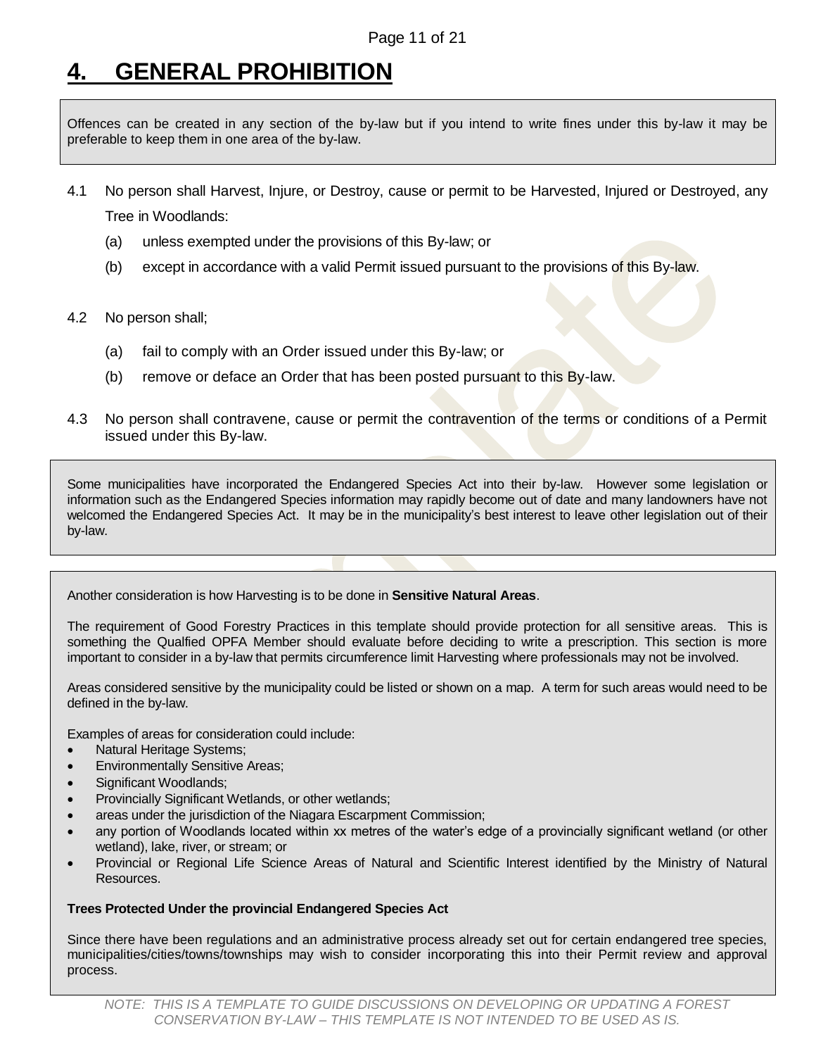# 4. GENERAL PROHIBITION

> Offences can be created in any section of the by-law but if you intend to write fines under this by-law it may be preferable to keep them in one area of the by-law.

4.1 No person shall Harvest, Injure, or Destroy, cause or permit to be Harvested, Injured or Destroyed, any Tree in Woodlands:

- (a) unless exempted under the provisions of this By-law; or
- (b) except in accordance with a valid Permit issued pursuant to the provisions of this By-law.

4.2 No person shall;

- (a) fail to comply with an Order issued under this By-law; or
- (b) remove or deface an Order that has been posted pursuant to this By-law.

4.3 No person shall contravene, cause or permit the contravention of the terms or conditions of a Permit issued under this By-law.

> Some municipalities have incorporated the Endangered Species Act into their by-law. However some legislation or information such as the Endangered Species information may rapidly become out of date and many landowners have not welcomed the Endangered Species Act. It may be in the municipality's best interest to leave other legislation out of their by-law.

> Another consideration is how Harvesting is to be done in **Sensitive Natural Areas**.
>
> The requirement of Good Forestry Practices in this template should provide protection for all sensitive areas. This is something the Qualfied OPFA Member should evaluate before deciding to write a prescription. This section is more important to consider in a by-law that permits circumference limit Harvesting where professionals may not be involved.
>
> Areas considered sensitive by the municipality could be listed or shown on a map. A term for such areas would need to be defined in the by-law.
>
> Examples of areas for consideration could include:
>
> - Natural Heritage Systems;
> - Environmentally Sensitive Areas;
> - Significant Woodlands;
> - Provincially Significant Wetlands, or other wetlands;
> - areas under the jurisdiction of the Niagara Escarpment Commission;
> - any portion of Woodlands located within xx metres of the water's edge of a provincially significant wetland (or other wetland), lake, river, or stream; or
> - Provincial or Regional Life Science Areas of Natural and Scientific Interest identified by the Ministry of Natural Resources.
>
> **Trees Protected Under the provincial Endangered Species Act**
>
> Since there have been regulations and an administrative process already set out for certain endangered tree species, municipalities/cities/towns/townships may wish to consider incorporating this into their Permit review and approval process.

*NOTE: THIS IS A TEMPLATE TO GUIDE DISCUSSIONS ON DEVELOPING OR UPDATING A FOREST CONSERVATION BY-LAW – THIS TEMPLATE IS NOT INTENDED TO BE USED AS IS.*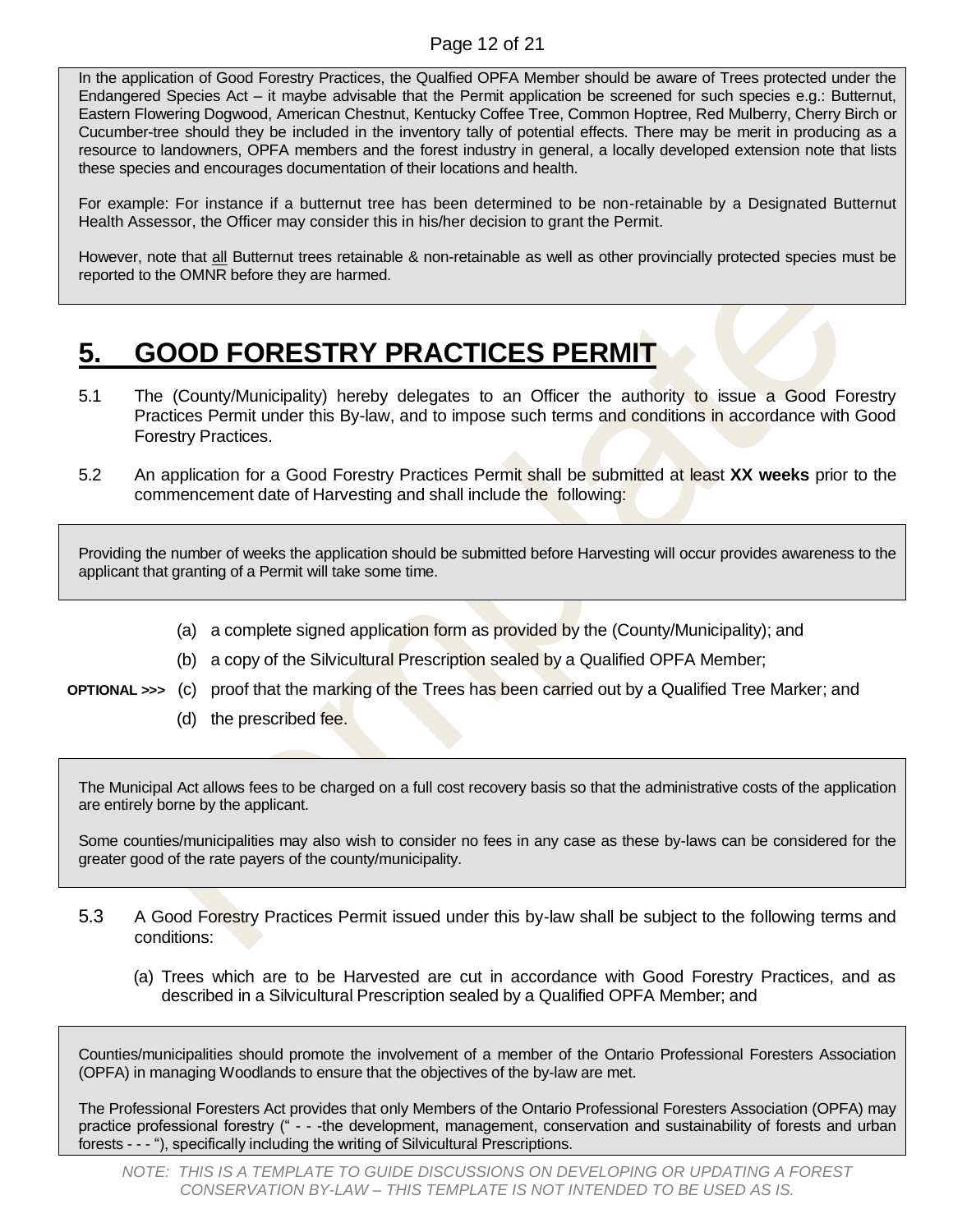> In the application of Good Forestry Practices, the Qualfied OPFA Member should be aware of Trees protected under the Endangered Species Act – it maybe advisable that the Permit application be screened for such species e.g.: Butternut, Eastern Flowering Dogwood, American Chestnut, Kentucky Coffee Tree, Common Hoptree, Red Mulberry, Cherry Birch or Cucumber-tree should they be included in the inventory tally of potential effects. There may be merit in producing as a resource to landowners, OPFA members and the forest industry in general, a locally developed extension note that lists these species and encourages documentation of their locations and health.
>
> For example: For instance if a butternut tree has been determined to be non-retainable by a Designated Butternut Health Assessor, the Officer may consider this in his/her decision to grant the Permit.
>
> However, note that all Butternut trees retainable & non-retainable as well as other provincially protected species must be reported to the OMNR before they are harmed.

# 5. GOOD FORESTRY PRACTICES PERMIT

5.1 The (County/Municipality) hereby delegates to an Officer the authority to issue a Good Forestry Practices Permit under this By-law, and to impose such terms and conditions in accordance with Good Forestry Practices.

5.2 An application for a Good Forestry Practices Permit shall be submitted at least **XX weeks** prior to the commencement date of Harvesting and shall include the following:

> Providing the number of weeks the application should be submitted before Harvesting will occur provides awareness to the applicant that granting of a Permit will take some time.

(a) a complete signed application form as provided by the (County/Municipality); and

(b) a copy of the Silvicultural Prescription sealed by a Qualified OPFA Member;

**OPTIONAL >>>** (c) proof that the marking of the Trees has been carried out by a Qualified Tree Marker; and

(d) the prescribed fee.

> The Municipal Act allows fees to be charged on a full cost recovery basis so that the administrative costs of the application are entirely borne by the applicant.
>
> Some counties/municipalities may also wish to consider no fees in any case as these by-laws can be considered for the greater good of the rate payers of the county/municipality.

5.3 A Good Forestry Practices Permit issued under this by-law shall be subject to the following terms and conditions:

(a) Trees which are to be Harvested are cut in accordance with Good Forestry Practices, and as described in a Silvicultural Prescription sealed by a Qualified OPFA Member; and

> Counties/municipalities should promote the involvement of a member of the Ontario Professional Foresters Association (OPFA) in managing Woodlands to ensure that the objectives of the by-law are met.
>
> The Professional Foresters Act provides that only Members of the Ontario Professional Foresters Association (OPFA) may practice professional forestry (" - - -the development, management, conservation and sustainability of forests and urban forests - - - "), specifically including the writing of Silvicultural Prescriptions.

*NOTE: THIS IS A TEMPLATE TO GUIDE DISCUSSIONS ON DEVELOPING OR UPDATING A FOREST CONSERVATION BY-LAW – THIS TEMPLATE IS NOT INTENDED TO BE USED AS IS.*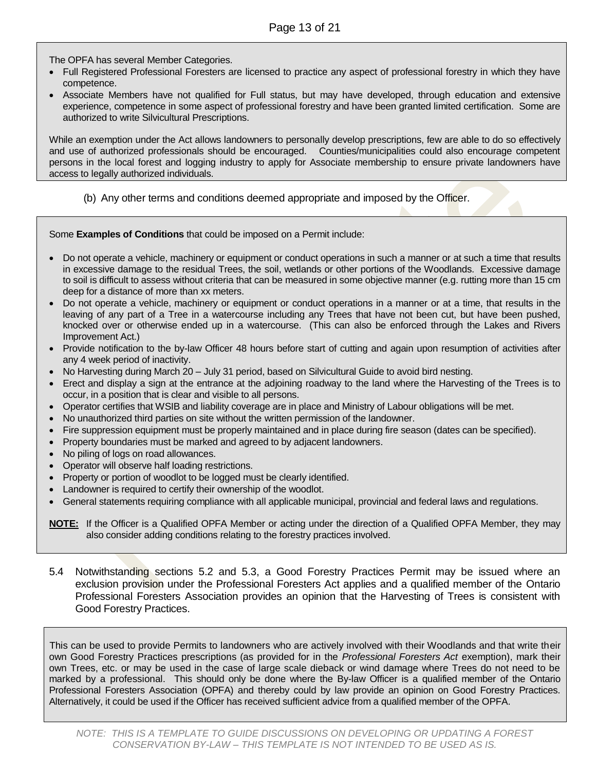The OPFA has several Member Categories.

- Full Registered Professional Foresters are licensed to practice any aspect of professional forestry in which they have competence.
- Associate Members have not qualified for Full status, but may have developed, through education and extensive experience, competence in some aspect of professional forestry and have been granted limited certification. Some are authorized to write Silvicultural Prescriptions.

While an exemption under the Act allows landowners to personally develop prescriptions, few are able to do so effectively and use of authorized professionals should be encouraged. Counties/municipalities could also encourage competent persons in the local forest and logging industry to apply for Associate membership to ensure private landowners have access to legally authorized individuals.

(b) Any other terms and conditions deemed appropriate and imposed by the Officer.

Some **Examples of Conditions** that could be imposed on a Permit include:

- Do not operate a vehicle, machinery or equipment or conduct operations in such a manner or at such a time that results in excessive damage to the residual Trees, the soil, wetlands or other portions of the Woodlands. Excessive damage to soil is difficult to assess without criteria that can be measured in some objective manner (e.g. rutting more than 15 cm deep for a distance of more than xx meters.
- Do not operate a vehicle, machinery or equipment or conduct operations in a manner or at a time, that results in the leaving of any part of a Tree in a watercourse including any Trees that have not been cut, but have been pushed, knocked over or otherwise ended up in a watercourse. (This can also be enforced through the Lakes and Rivers Improvement Act.)
- Provide notification to the by-law Officer 48 hours before start of cutting and again upon resumption of activities after any 4 week period of inactivity.
- No Harvesting during March 20 – July 31 period, based on Silvicultural Guide to avoid bird nesting.
- Erect and display a sign at the entrance at the adjoining roadway to the land where the Harvesting of the Trees is to occur, in a position that is clear and visible to all persons.
- Operator certifies that WSIB and liability coverage are in place and Ministry of Labour obligations will be met.
- No unauthorized third parties on site without the written permission of the landowner.
- Fire suppression equipment must be properly maintained and in place during fire season (dates can be specified).
- Property boundaries must be marked and agreed to by adjacent landowners.
- No piling of logs on road allowances.
- Operator will observe half loading restrictions.
- Property or portion of woodlot to be logged must be clearly identified.
- Landowner is required to certify their ownership of the woodlot.
- General statements requiring compliance with all applicable municipal, provincial and federal laws and regulations.

**NOTE:** If the Officer is a Qualified OPFA Member or acting under the direction of a Qualified OPFA Member, they may also consider adding conditions relating to the forestry practices involved.

5.4 Notwithstanding sections 5.2 and 5.3, a Good Forestry Practices Permit may be issued where an exclusion provision under the Professional Foresters Act applies and a qualified member of the Ontario Professional Foresters Association provides an opinion that the Harvesting of Trees is consistent with Good Forestry Practices.

This can be used to provide Permits to landowners who are actively involved with their Woodlands and that write their own Good Forestry Practices prescriptions (as provided for in the *Professional Foresters Act* exemption), mark their own Trees, etc. or may be used in the case of large scale dieback or wind damage where Trees do not need to be marked by a professional. This should only be done where the By-law Officer is a qualified member of the Ontario Professional Foresters Association (OPFA) and thereby could by law provide an opinion on Good Forestry Practices. Alternatively, it could be used if the Officer has received sufficient advice from a qualified member of the OPFA.

*NOTE: THIS IS A TEMPLATE TO GUIDE DISCUSSIONS ON DEVELOPING OR UPDATING A FOREST CONSERVATION BY-LAW – THIS TEMPLATE IS NOT INTENDED TO BE USED AS IS.*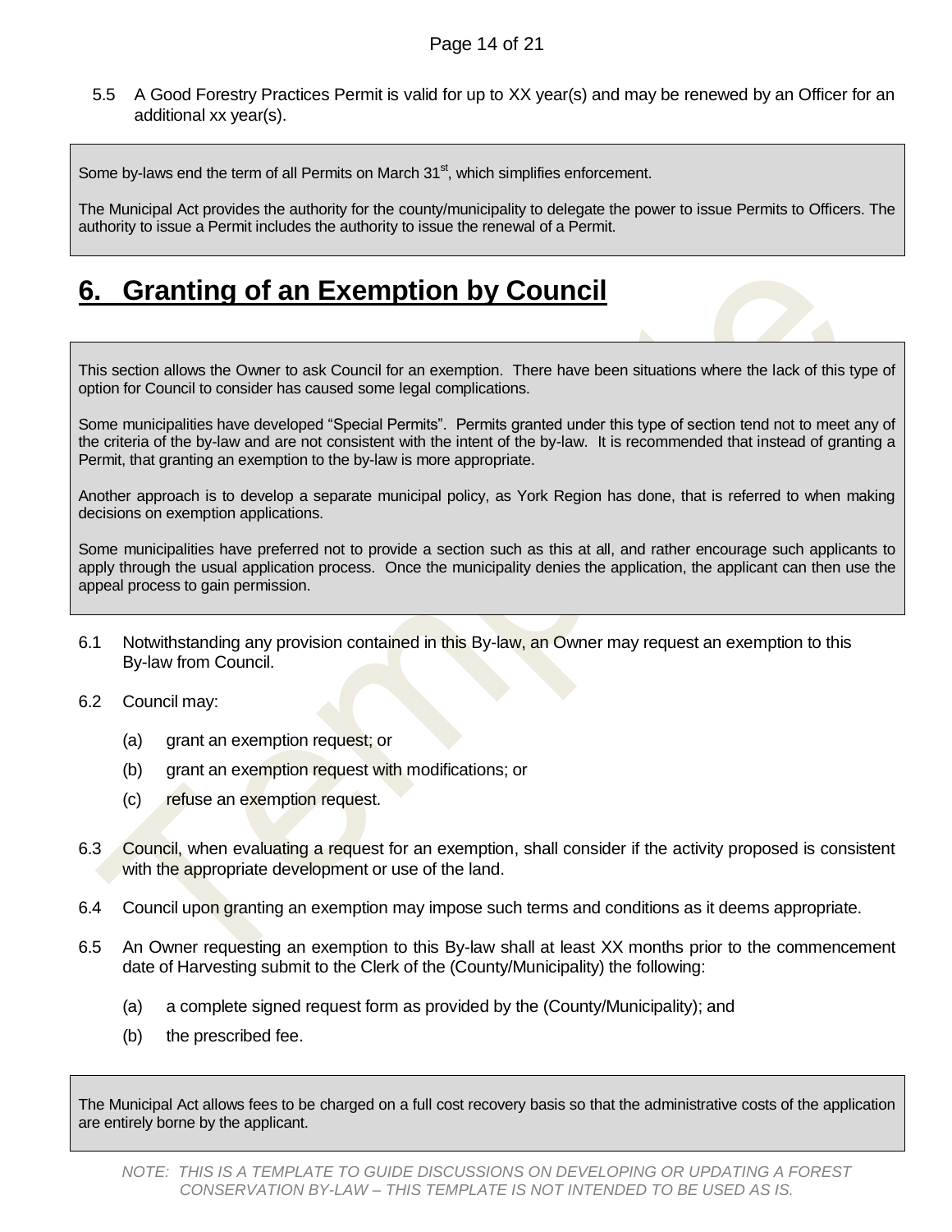5.5 A Good Forestry Practices Permit is valid for up to XX year(s) and may be renewed by an Officer for an additional xx year(s).

> Some by-laws end the term of all Permits on March 31st, which simplifies enforcement.
>
> The Municipal Act provides the authority for the county/municipality to delegate the power to issue Permits to Officers. The authority to issue a Permit includes the authority to issue the renewal of a Permit.

# 6. Granting of an Exemption by Council

> This section allows the Owner to ask Council for an exemption. There have been situations where the lack of this type of option for Council to consider has caused some legal complications.
>
> Some municipalities have developed "Special Permits". Permits granted under this type of section tend not to meet any of the criteria of the by-law and are not consistent with the intent of the by-law. It is recommended that instead of granting a Permit, that granting an exemption to the by-law is more appropriate.
>
> Another approach is to develop a separate municipal policy, as York Region has done, that is referred to when making decisions on exemption applications.
>
> Some municipalities have preferred not to provide a section such as this at all, and rather encourage such applicants to apply through the usual application process. Once the municipality denies the application, the applicant can then use the appeal process to gain permission.

6.1 Notwithstanding any provision contained in this By-law, an Owner may request an exemption to this By-law from Council.

6.2 Council may:

(a) grant an exemption request; or

(b) grant an exemption request with modifications; or

(c) refuse an exemption request.

6.3 Council, when evaluating a request for an exemption, shall consider if the activity proposed is consistent with the appropriate development or use of the land.

6.4 Council upon granting an exemption may impose such terms and conditions as it deems appropriate.

6.5 An Owner requesting an exemption to this By-law shall at least XX months prior to the commencement date of Harvesting submit to the Clerk of the (County/Municipality) the following:

(a) a complete signed request form as provided by the (County/Municipality); and

(b) the prescribed fee.

> The Municipal Act allows fees to be charged on a full cost recovery basis so that the administrative costs of the application are entirely borne by the applicant.

*NOTE: THIS IS A TEMPLATE TO GUIDE DISCUSSIONS ON DEVELOPING OR UPDATING A FOREST CONSERVATION BY-LAW – THIS TEMPLATE IS NOT INTENDED TO BE USED AS IS.*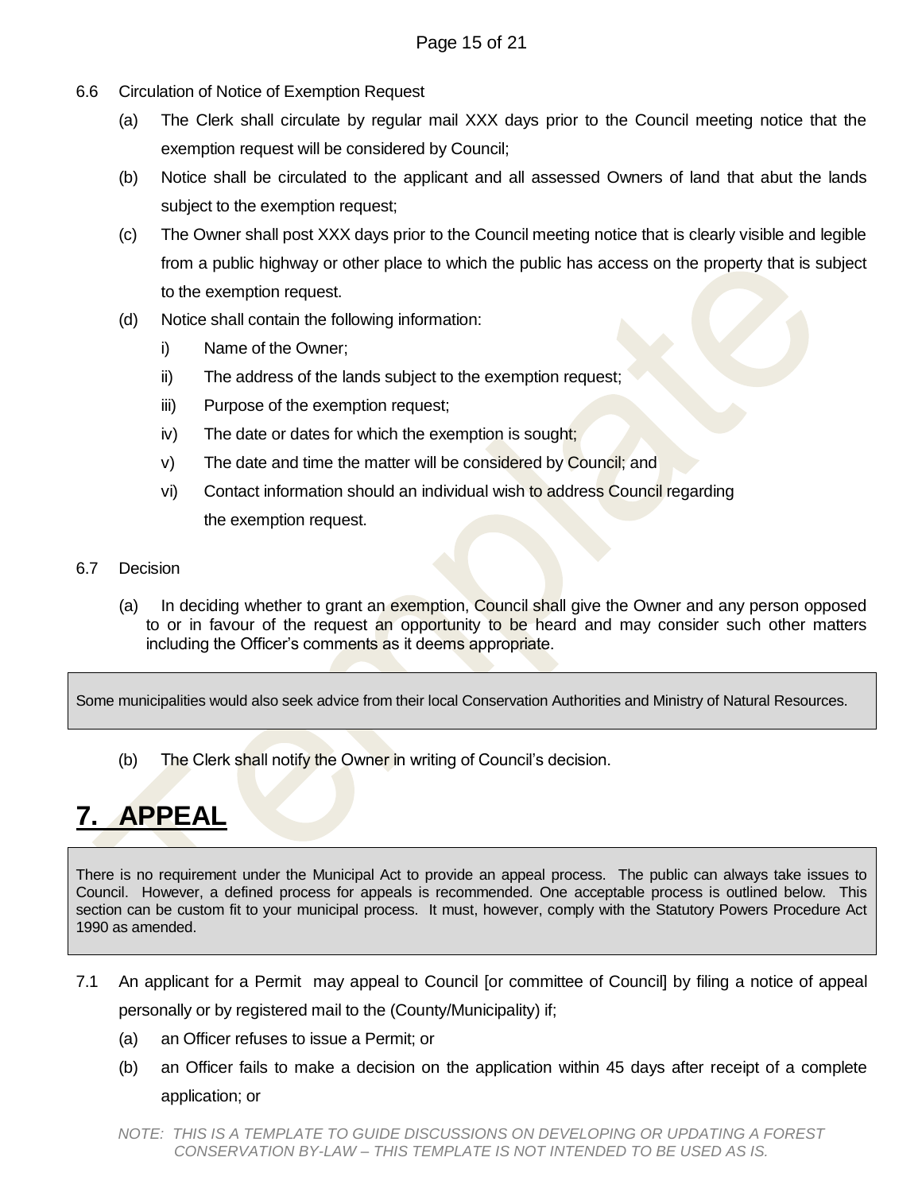6.6 Circulation of Notice of Exemption Request

(a) The Clerk shall circulate by regular mail XXX days prior to the Council meeting notice that the exemption request will be considered by Council;

(b) Notice shall be circulated to the applicant and all assessed Owners of land that abut the lands subject to the exemption request;

(c) The Owner shall post XXX days prior to the Council meeting notice that is clearly visible and legible from a public highway or other place to which the public has access on the property that is subject to the exemption request.

(d) Notice shall contain the following information:

i) Name of the Owner;

ii) The address of the lands subject to the exemption request;

iii) Purpose of the exemption request;

iv) The date or dates for which the exemption is sought;

v) The date and time the matter will be considered by Council; and

vi) Contact information should an individual wish to address Council regarding the exemption request.

6.7 Decision

(a) In deciding whether to grant an exemption, Council shall give the Owner and any person opposed to or in favour of the request an opportunity to be heard and may consider such other matters including the Officer's comments as it deems appropriate.

> Some municipalities would also seek advice from their local Conservation Authorities and Ministry of Natural Resources.

(b) The Clerk shall notify the Owner in writing of Council's decision.

# 7. APPEAL

> There is no requirement under the Municipal Act to provide an appeal process. The public can always take issues to Council. However, a defined process for appeals is recommended. One acceptable process is outlined below. This section can be custom fit to your municipal process. It must, however, comply with the Statutory Powers Procedure Act 1990 as amended.

7.1 An applicant for a Permit may appeal to Council [or committee of Council] by filing a notice of appeal personally or by registered mail to the (County/Municipality) if;

(a) an Officer refuses to issue a Permit; or

(b) an Officer fails to make a decision on the application within 45 days after receipt of a complete application; or

*NOTE: THIS IS A TEMPLATE TO GUIDE DISCUSSIONS ON DEVELOPING OR UPDATING A FOREST CONSERVATION BY-LAW – THIS TEMPLATE IS NOT INTENDED TO BE USED AS IS.*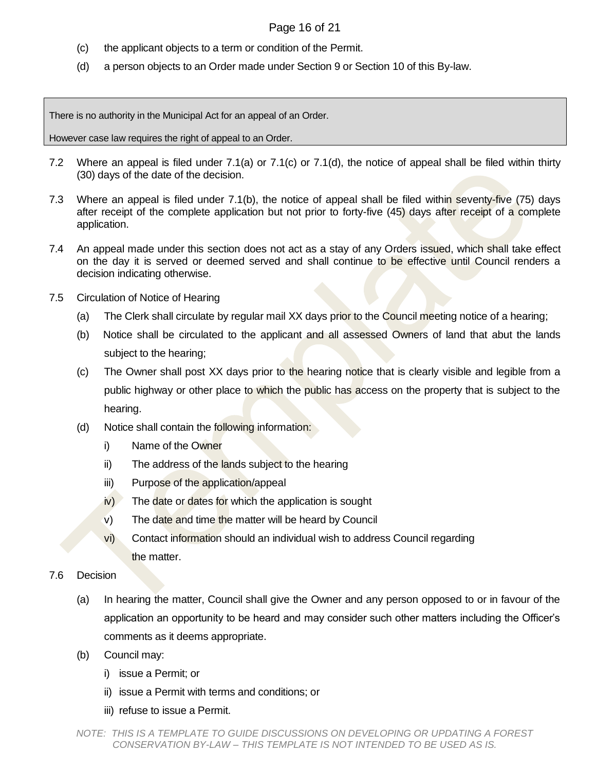(c) the applicant objects to a term or condition of the Permit.

(d) a person objects to an Order made under Section 9 or Section 10 of this By-law.

> There is no authority in the Municipal Act for an appeal of an Order.
>
> However case law requires the right of appeal to an Order.

7.2 Where an appeal is filed under 7.1(a) or 7.1(c) or 7.1(d), the notice of appeal shall be filed within thirty (30) days of the date of the decision.

7.3 Where an appeal is filed under 7.1(b), the notice of appeal shall be filed within seventy-five (75) days after receipt of the complete application but not prior to forty-five (45) days after receipt of a complete application.

7.4 An appeal made under this section does not act as a stay of any Orders issued, which shall take effect on the day it is served or deemed served and shall continue to be effective until Council renders a decision indicating otherwise.

7.5 Circulation of Notice of Hearing

(a) The Clerk shall circulate by regular mail XX days prior to the Council meeting notice of a hearing;

(b) Notice shall be circulated to the applicant and all assessed Owners of land that abut the lands subject to the hearing;

(c) The Owner shall post XX days prior to the hearing notice that is clearly visible and legible from a public highway or other place to which the public has access on the property that is subject to the hearing.

(d) Notice shall contain the following information:

i) Name of the Owner

ii) The address of the lands subject to the hearing

iii) Purpose of the application/appeal

iv) The date or dates for which the application is sought

v) The date and time the matter will be heard by Council

vi) Contact information should an individual wish to address Council regarding the matter.

7.6 Decision

(a) In hearing the matter, Council shall give the Owner and any person opposed to or in favour of the application an opportunity to be heard and may consider such other matters including the Officer's comments as it deems appropriate.

(b) Council may:

i) issue a Permit; or

ii) issue a Permit with terms and conditions; or

iii) refuse to issue a Permit.

*NOTE: THIS IS A TEMPLATE TO GUIDE DISCUSSIONS ON DEVELOPING OR UPDATING A FOREST CONSERVATION BY-LAW – THIS TEMPLATE IS NOT INTENDED TO BE USED AS IS.*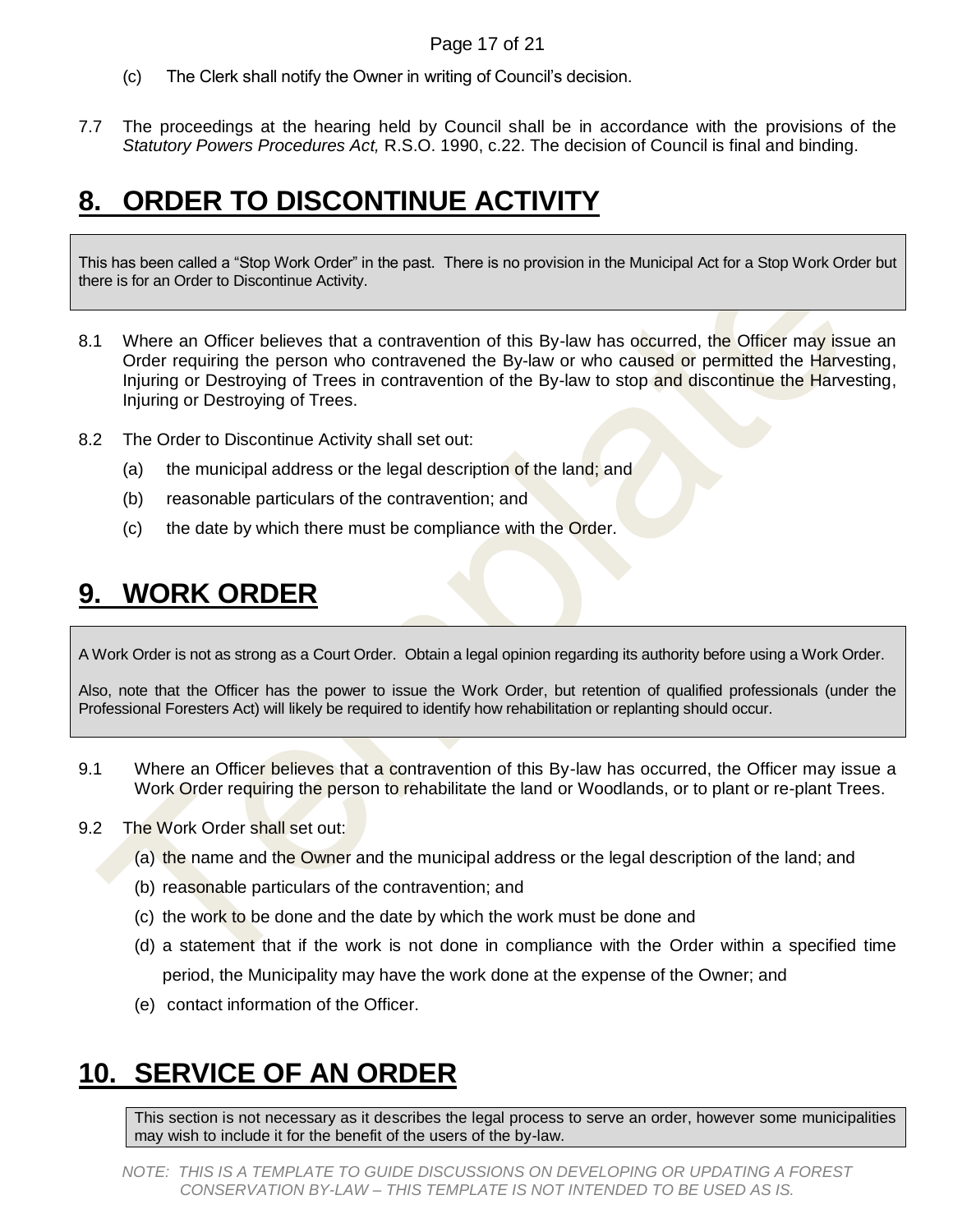(c) The Clerk shall notify the Owner in writing of Council's decision.

7.7 The proceedings at the hearing held by Council shall be in accordance with the provisions of the *Statutory Powers Procedures Act,* R.S.O. 1990, c.22. The decision of Council is final and binding.

# 8. ORDER TO DISCONTINUE ACTIVITY

> This has been called a "Stop Work Order" in the past. There is no provision in the Municipal Act for a Stop Work Order but there is for an Order to Discontinue Activity.

8.1 Where an Officer believes that a contravention of this By-law has occurred, the Officer may issue an Order requiring the person who contravened the By-law or who caused or permitted the Harvesting, Injuring or Destroying of Trees in contravention of the By-law to stop and discontinue the Harvesting, Injuring or Destroying of Trees.

8.2 The Order to Discontinue Activity shall set out:

(a) the municipal address or the legal description of the land; and

(b) reasonable particulars of the contravention; and

(c) the date by which there must be compliance with the Order.

# 9. WORK ORDER

> A Work Order is not as strong as a Court Order. Obtain a legal opinion regarding its authority before using a Work Order.
>
> Also, note that the Officer has the power to issue the Work Order, but retention of qualified professionals (under the Professional Foresters Act) will likely be required to identify how rehabilitation or replanting should occur.

9.1 Where an Officer believes that a contravention of this By-law has occurred, the Officer may issue a Work Order requiring the person to rehabilitate the land or Woodlands, or to plant or re-plant Trees.

9.2 The Work Order shall set out:

(a) the name and the Owner and the municipal address or the legal description of the land; and

(b) reasonable particulars of the contravention; and

(c) the work to be done and the date by which the work must be done and

(d) a statement that if the work is not done in compliance with the Order within a specified time period, the Municipality may have the work done at the expense of the Owner; and

(e) contact information of the Officer.

# 10. SERVICE OF AN ORDER

> This section is not necessary as it describes the legal process to serve an order, however some municipalities may wish to include it for the benefit of the users of the by-law.

*NOTE: THIS IS A TEMPLATE TO GUIDE DISCUSSIONS ON DEVELOPING OR UPDATING A FOREST CONSERVATION BY-LAW – THIS TEMPLATE IS NOT INTENDED TO BE USED AS IS.*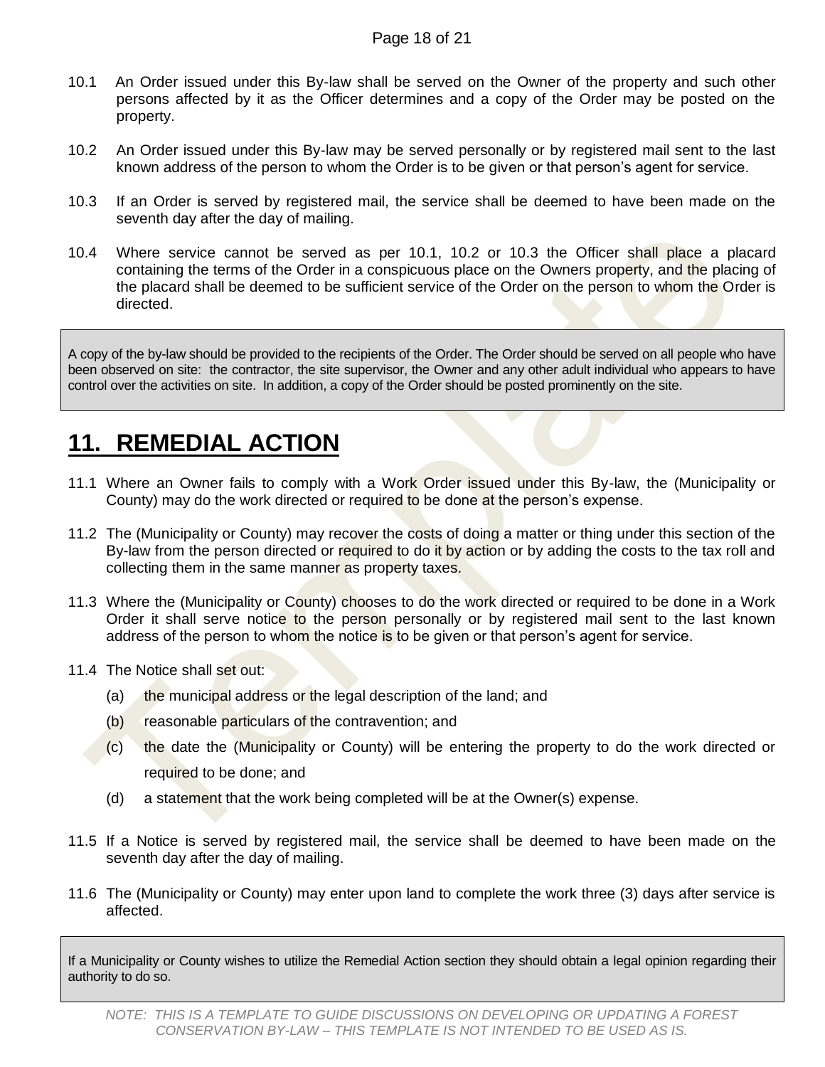10.1 An Order issued under this By-law shall be served on the Owner of the property and such other persons affected by it as the Officer determines and a copy of the Order may be posted on the property.

10.2 An Order issued under this By-law may be served personally or by registered mail sent to the last known address of the person to whom the Order is to be given or that person's agent for service.

10.3 If an Order is served by registered mail, the service shall be deemed to have been made on the seventh day after the day of mailing.

10.4 Where service cannot be served as per 10.1, 10.2 or 10.3 the Officer shall place a placard containing the terms of the Order in a conspicuous place on the Owners property, and the placing of the placard shall be deemed to be sufficient service of the Order on the person to whom the Order is directed.

> A copy of the by-law should be provided to the recipients of the Order. The Order should be served on all people who have been observed on site: the contractor, the site supervisor, the Owner and any other adult individual who appears to have control over the activities on site. In addition, a copy of the Order should be posted prominently on the site.

# 11. REMEDIAL ACTION

11.1 Where an Owner fails to comply with a Work Order issued under this By-law, the (Municipality or County) may do the work directed or required to be done at the person's expense.

11.2 The (Municipality or County) may recover the costs of doing a matter or thing under this section of the By-law from the person directed or required to do it by action or by adding the costs to the tax roll and collecting them in the same manner as property taxes.

11.3 Where the (Municipality or County) chooses to do the work directed or required to be done in a Work Order it shall serve notice to the person personally or by registered mail sent to the last known address of the person to whom the notice is to be given or that person's agent for service.

11.4 The Notice shall set out:

(a) the municipal address or the legal description of the land; and

(b) reasonable particulars of the contravention; and

(c) the date the (Municipality or County) will be entering the property to do the work directed or required to be done; and

(d) a statement that the work being completed will be at the Owner(s) expense.

11.5 If a Notice is served by registered mail, the service shall be deemed to have been made on the seventh day after the day of mailing.

11.6 The (Municipality or County) may enter upon land to complete the work three (3) days after service is affected.

> If a Municipality or County wishes to utilize the Remedial Action section they should obtain a legal opinion regarding their authority to do so.

*NOTE: THIS IS A TEMPLATE TO GUIDE DISCUSSIONS ON DEVELOPING OR UPDATING A FOREST CONSERVATION BY-LAW – THIS TEMPLATE IS NOT INTENDED TO BE USED AS IS.*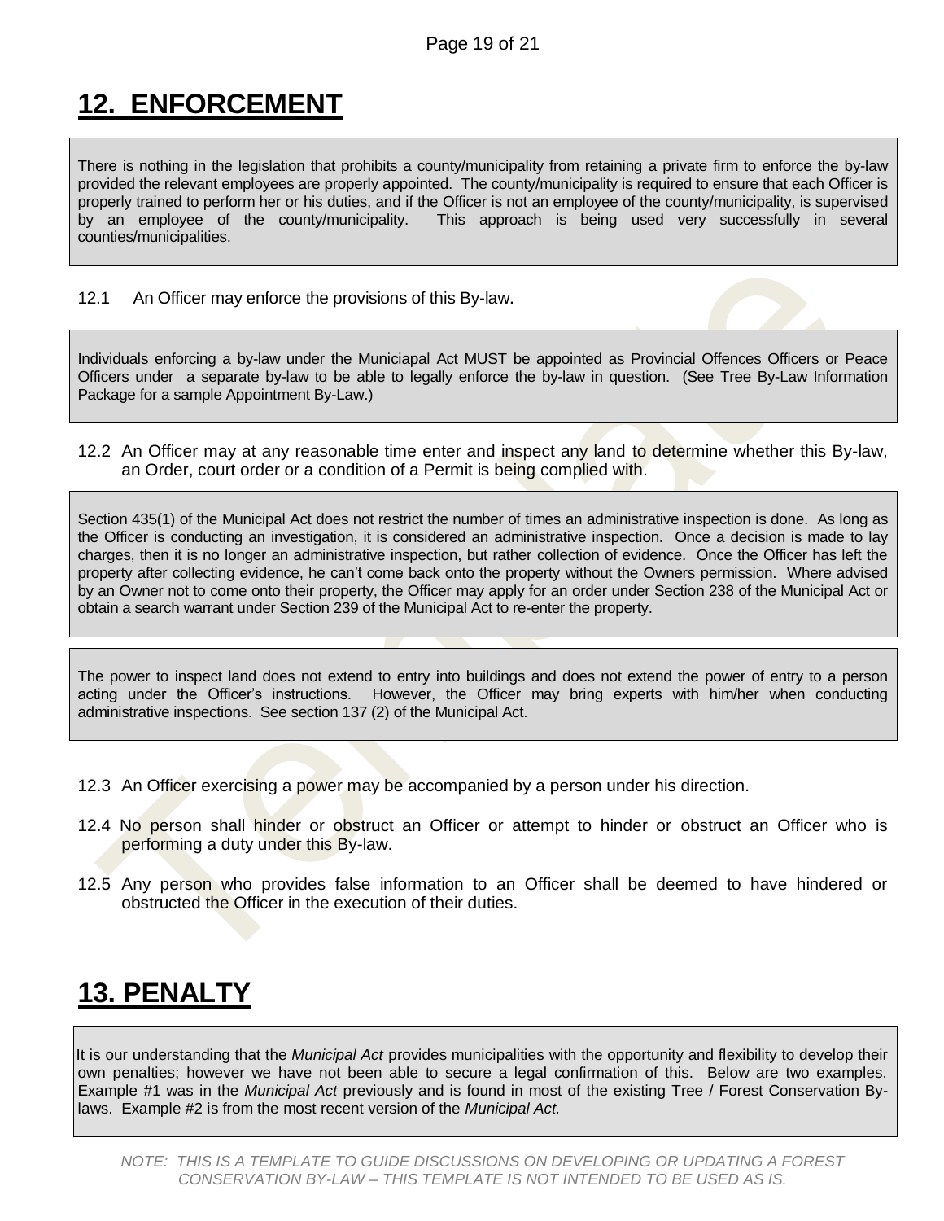# 12. ENFORCEMENT

> There is nothing in the legislation that prohibits a county/municipality from retaining a private firm to enforce the by-law provided the relevant employees are properly appointed. The county/municipality is required to ensure that each Officer is properly trained to perform her or his duties, and if the Officer is not an employee of the county/municipality, is supervised by an employee of the county/municipality. This approach is being used very successfully in several counties/municipalities.

12.1 An Officer may enforce the provisions of this By-law.

> Individuals enforcing a by-law under the Municiapal Act MUST be appointed as Provincial Offences Officers or Peace Officers under a separate by-law to be able to legally enforce the by-law in question. (See Tree By-Law Information Package for a sample Appointment By-Law.)

12.2 An Officer may at any reasonable time enter and inspect any land to determine whether this By-law, an Order, court order or a condition of a Permit is being complied with.

> Section 435(1) of the Municipal Act does not restrict the number of times an administrative inspection is done. As long as the Officer is conducting an investigation, it is considered an administrative inspection. Once a decision is made to lay charges, then it is no longer an administrative inspection, but rather collection of evidence. Once the Officer has left the property after collecting evidence, he can't come back onto the property without the Owners permission. Where advised by an Owner not to come onto their property, the Officer may apply for an order under Section 238 of the Municipal Act or obtain a search warrant under Section 239 of the Municipal Act to re-enter the property.

> The power to inspect land does not extend to entry into buildings and does not extend the power of entry to a person acting under the Officer's instructions. However, the Officer may bring experts with him/her when conducting administrative inspections. See section 137 (2) of the Municipal Act.

12.3 An Officer exercising a power may be accompanied by a person under his direction.

12.4 No person shall hinder or obstruct an Officer or attempt to hinder or obstruct an Officer who is performing a duty under this By-law.

12.5 Any person who provides false information to an Officer shall be deemed to have hindered or obstructed the Officer in the execution of their duties.

# 13. PENALTY

> It is our understanding that the *Municipal Act* provides municipalities with the opportunity and flexibility to develop their own penalties; however we have not been able to secure a legal confirmation of this. Below are two examples. Example #1 was in the *Municipal Act* previously and is found in most of the existing Tree / Forest Conservation By-laws. Example #2 is from the most recent version of the *Municipal Act.*

*NOTE: THIS IS A TEMPLATE TO GUIDE DISCUSSIONS ON DEVELOPING OR UPDATING A FOREST CONSERVATION BY-LAW – THIS TEMPLATE IS NOT INTENDED TO BE USED AS IS.*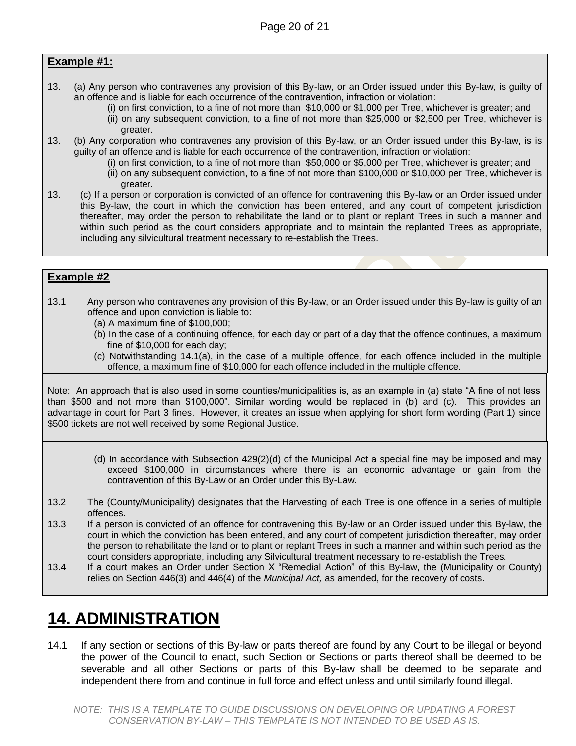**Example #1:**

13. (a) Any person who contravenes any provision of this By-law, or an Order issued under this By-law, is guilty of an offence and is liable for each occurrence of the contravention, infraction or violation:
    - (i) on first conviction, to a fine of not more than $10,000 or $1,000 per Tree, whichever is greater; and
    - (ii) on any subsequent conviction, to a fine of not more than $25,000 or $2,500 per Tree, whichever is greater.

13. (b) Any corporation who contravenes any provision of this By-law, or an Order issued under this By-law, is is guilty of an offence and is liable for each occurrence of the contravention, infraction or violation:
    - (i) on first conviction, to a fine of not more than $50,000 or $5,000 per Tree, whichever is greater; and
    - (ii) on any subsequent conviction, to a fine of not more than $100,000 or $10,000 per Tree, whichever is greater.

13. (c) If a person or corporation is convicted of an offence for contravening this By-law or an Order issued under this By-law, the court in which the conviction has been entered, and any court of competent jurisdiction thereafter, may order the person to rehabilitate the land or to plant or replant Trees in such a manner and within such period as the court considers appropriate and to maintain the replanted Trees as appropriate, including any silvicultural treatment necessary to re-establish the Trees.

**Example #2**

13.1 Any person who contravenes any provision of this By-law, or an Order issued under this By-law is guilty of an offence and upon conviction is liable to:
- (a) A maximum fine of $100,000;
- (b) In the case of a continuing offence, for each day or part of a day that the offence continues, a maximum fine of $10,000 for each day;
- (c) Notwithstanding 14.1(a), in the case of a multiple offence, for each offence included in the multiple offence, a maximum fine of $10,000 for each offence included in the multiple offence.

Note: An approach that is also used in some counties/municipalities is, as an example in (a) state "A fine of not less than $500 and not more than $100,000". Similar wording would be replaced in (b) and (c). This provides an advantage in court for Part 3 fines. However, it creates an issue when applying for short form wording (Part 1) since $500 tickets are not well received by some Regional Justice.

- (d) In accordance with Subsection 429(2)(d) of the Municipal Act a special fine may be imposed and may exceed $100,000 in circumstances where there is an economic advantage or gain from the contravention of this By-Law or an Order under this By-Law.

13.2 The (County/Municipality) designates that the Harvesting of each Tree is one offence in a series of multiple offences.

13.3 If a person is convicted of an offence for contravening this By-law or an Order issued under this By-law, the court in which the conviction has been entered, and any court of competent jurisdiction thereafter, may order the person to rehabilitate the land or to plant or replant Trees in such a manner and within such period as the court considers appropriate, including any Silvicultural treatment necessary to re-establish the Trees.

13.4 If a court makes an Order under Section X "Remedial Action" of this By-law, the (Municipality or County) relies on Section 446(3) and 446(4) of the *Municipal Act,* as amended, for the recovery of costs.

# 14. ADMINISTRATION

14.1 If any section or sections of this By-law or parts thereof are found by any Court to be illegal or beyond the power of the Council to enact, such Section or Sections or parts thereof shall be deemed to be severable and all other Sections or parts of this By-law shall be deemed to be separate and independent there from and continue in full force and effect unless and until similarly found illegal.

*NOTE: THIS IS A TEMPLATE TO GUIDE DISCUSSIONS ON DEVELOPING OR UPDATING A FOREST CONSERVATION BY-LAW – THIS TEMPLATE IS NOT INTENDED TO BE USED AS IS.*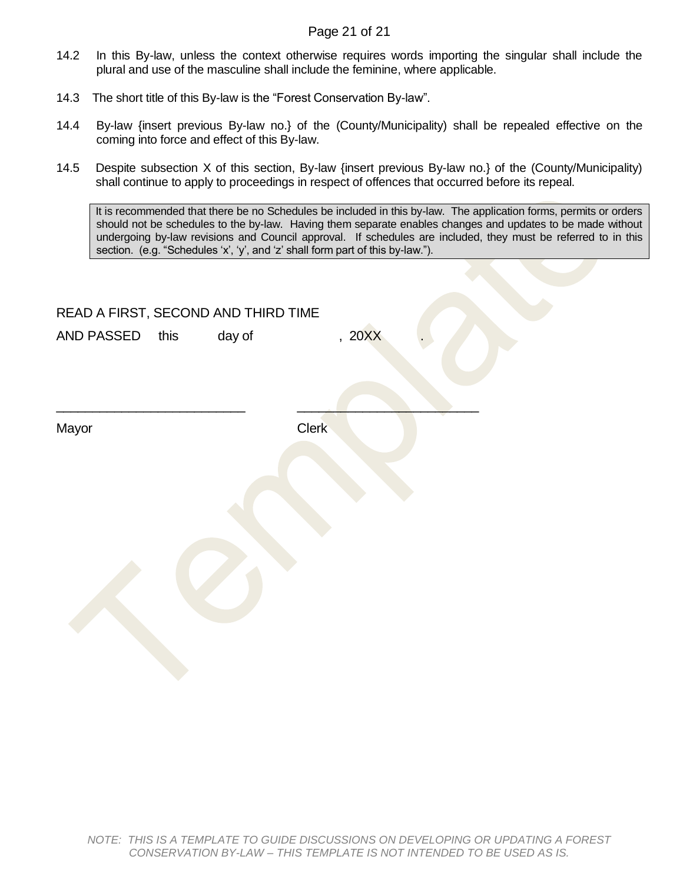14.2 In this By-law, unless the context otherwise requires words importing the singular shall include the plural and use of the masculine shall include the feminine, where applicable.

14.3 The short title of this By-law is the "Forest Conservation By-law".

14.4 By-law {insert previous By-law no.} of the (County/Municipality) shall be repealed effective on the coming into force and effect of this By-law.

14.5 Despite subsection X of this section, By-law {insert previous By-law no.} of the (County/Municipality) shall continue to apply to proceedings in respect of offences that occurred before its repeal.

> It is recommended that there be no Schedules be included in this by-law. The application forms, permits or orders should not be schedules to the by-law. Having them separate enables changes and updates to be made without undergoing by-law revisions and Council approval. If schedules are included, they must be referred to in this section. (e.g. "Schedules 'x', 'y', and 'z' shall form part of this by-law.").

READ A FIRST, SECOND AND THIRD TIME

AND PASSED this day of , 20XX .

\_\_\_\_\_\_\_\_\_\_\_\_\_\_\_\_\_\_\_\_\_\_\_\_\_\_ \_\_\_\_\_\_\_\_\_\_\_\_\_\_\_\_\_\_\_\_\_\_\_\_\_\_

Mayor Clerk

*NOTE: THIS IS A TEMPLATE TO GUIDE DISCUSSIONS ON DEVELOPING OR UPDATING A FOREST CONSERVATION BY-LAW – THIS TEMPLATE IS NOT INTENDED TO BE USED AS IS.*